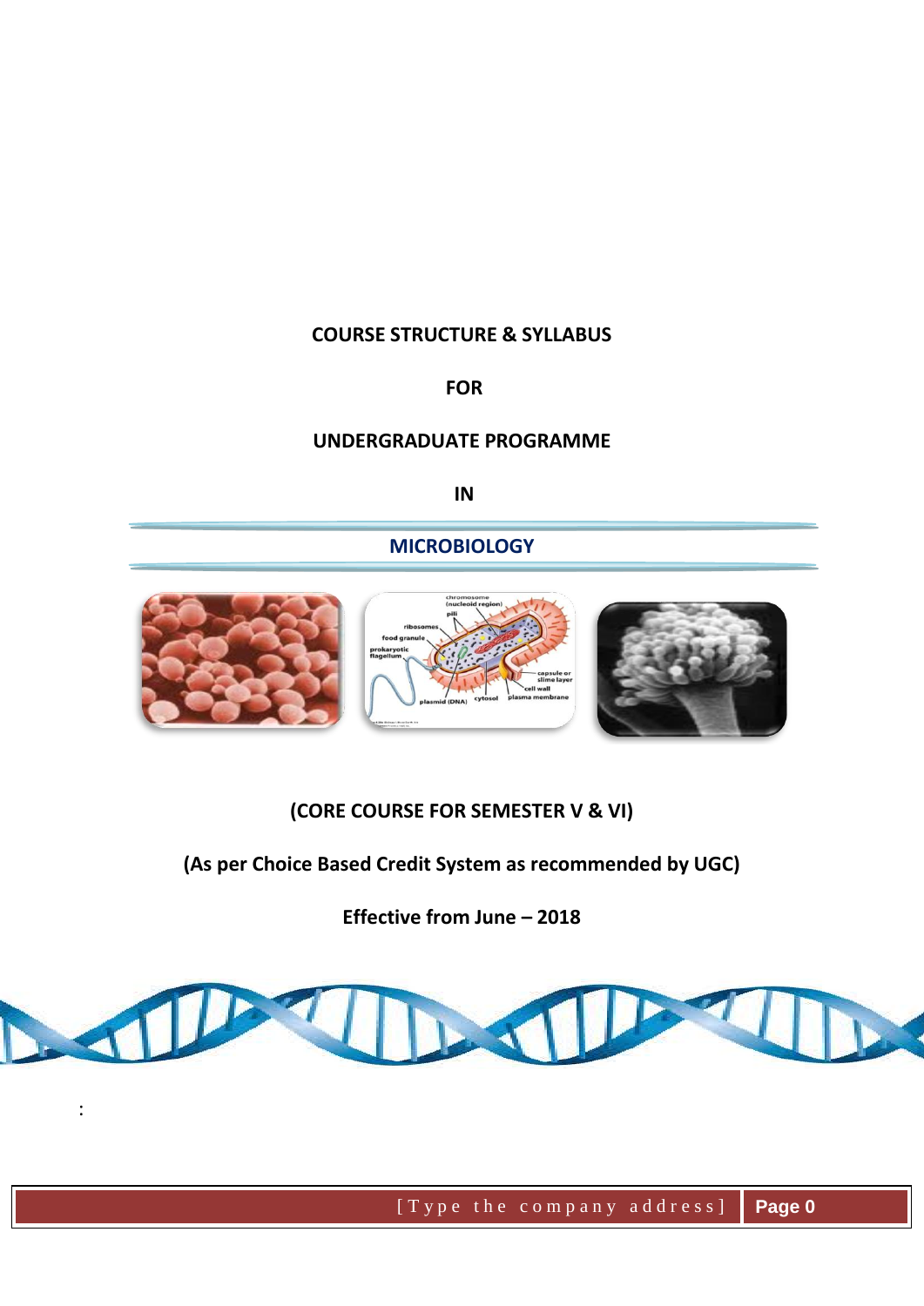# COURSE STRUCTURE & SYLLABUS

# FOR

# UNDERGRADUATE PROGRAMME

# IN

# MICROBIOLOGY

**(CORE COURSE FOR SEMESTER V & VI)**

**(As per Choice Based Credit System as recommended by UGC)**

**Effective from June – 2018**

: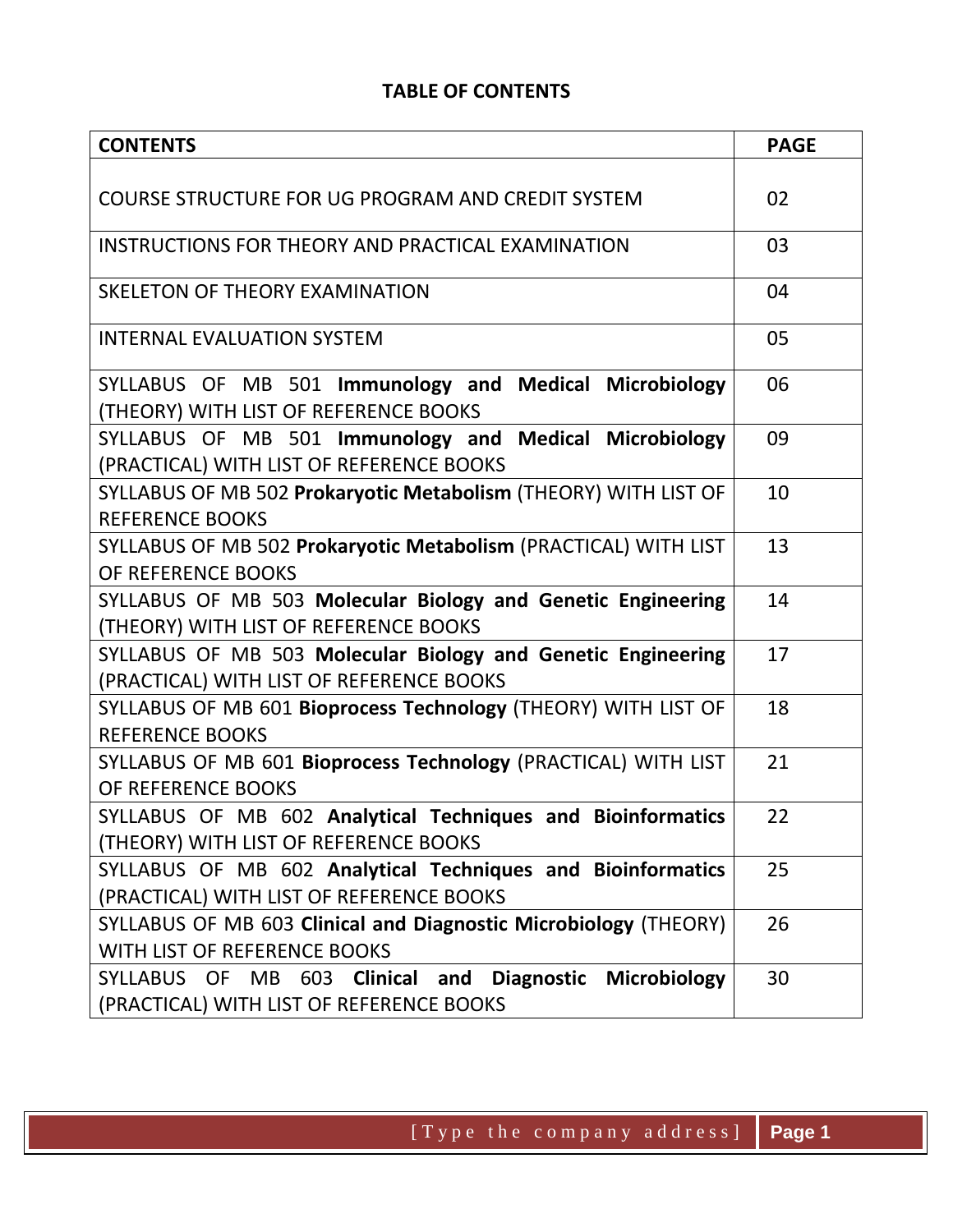**TABLE OF CONTENTS**

| **CONTENTS** | **PAGE** |
|---|---|
| COURSE STRUCTURE FOR UG PROGRAM AND CREDIT SYSTEM | 02 |
| INSTRUCTIONS FOR THEORY AND PRACTICAL EXAMINATION | 03 |
| SKELETON OF THEORY EXAMINATION | 04 |
| INTERNAL EVALUATION SYSTEM | 05 |
| SYLLABUS OF MB 501 **Immunology and Medical Microbiology** (THEORY) WITH LIST OF REFERENCE BOOKS | 06 |
| SYLLABUS OF MB 501 **Immunology and Medical Microbiology** (PRACTICAL) WITH LIST OF REFERENCE BOOKS | 09 |
| SYLLABUS OF MB 502 **Prokaryotic Metabolism** (THEORY) WITH LIST OF REFERENCE BOOKS | 10 |
| SYLLABUS OF MB 502 **Prokaryotic Metabolism** (PRACTICAL) WITH LIST OF REFERENCE BOOKS | 13 |
| SYLLABUS OF MB 503 **Molecular Biology and Genetic Engineering** (THEORY) WITH LIST OF REFERENCE BOOKS | 14 |
| SYLLABUS OF MB 503 **Molecular Biology and Genetic Engineering** (PRACTICAL) WITH LIST OF REFERENCE BOOKS | 17 |
| SYLLABUS OF MB 601 **Bioprocess Technology** (THEORY) WITH LIST OF REFERENCE BOOKS | 18 |
| SYLLABUS OF MB 601 **Bioprocess Technology** (PRACTICAL) WITH LIST OF REFERENCE BOOKS | 21 |
| SYLLABUS OF MB 602 **Analytical Techniques and Bioinformatics** (THEORY) WITH LIST OF REFERENCE BOOKS | 22 |
| SYLLABUS OF MB 602 **Analytical Techniques and Bioinformatics** (PRACTICAL) WITH LIST OF REFERENCE BOOKS | 25 |
| SYLLABUS OF MB 603 **Clinical and Diagnostic Microbiology** (THEORY) WITH LIST OF REFERENCE BOOKS | 26 |
| SYLLABUS OF MB 603 **Clinical and Diagnostic Microbiology** (PRACTICAL) WITH LIST OF REFERENCE BOOKS | 30 |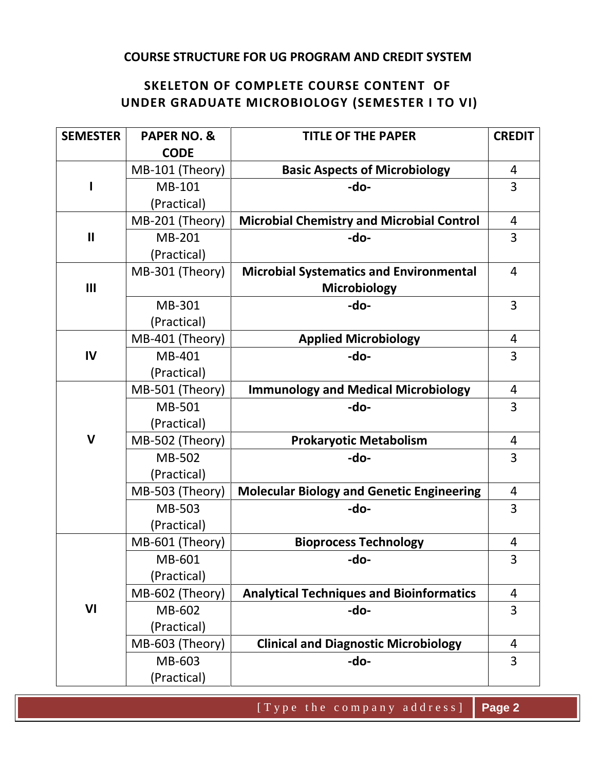**COURSE STRUCTURE FOR UG PROGRAM AND CREDIT SYSTEM**

## SKELETON OF COMPLETE COURSE CONTENT OF UNDER GRADUATE MICROBIOLOGY (SEMESTER I TO VI)

| SEMESTER | PAPER NO. & CODE | TITLE OF THE PAPER | CREDIT |
|---|---|---|---|
| I | MB-101 (Theory) | **Basic Aspects of Microbiology** | 4 |
| | MB-101 (Practical) | **-do-** | 3 |
| II | MB-201 (Theory) | **Microbial Chemistry and Microbial Control** | 4 |
| | MB-201 (Practical) | **-do-** | 3 |
| III | MB-301 (Theory) | **Microbial Systematics and Environmental Microbiology** | 4 |
| | MB-301 (Practical) | **-do-** | 3 |
| IV | MB-401 (Theory) | **Applied Microbiology** | 4 |
| | MB-401 (Practical) | **-do-** | 3 |
| V | MB-501 (Theory) | **Immunology and Medical Microbiology** | 4 |
| | MB-501 (Practical) | **-do-** | 3 |
| | MB-502 (Theory) | **Prokaryotic Metabolism** | 4 |
| | MB-502 (Practical) | **-do-** | 3 |
| | MB-503 (Theory) | **Molecular Biology and Genetic Engineering** | 4 |
| | MB-503 (Practical) | **-do-** | 3 |
| VI | MB-601 (Theory) | **Bioprocess Technology** | 4 |
| | MB-601 (Practical) | **-do-** | 3 |
| | MB-602 (Theory) | **Analytical Techniques and Bioinformatics** | 4 |
| | MB-602 (Practical) | **-do-** | 3 |
| | MB-603 (Theory) | **Clinical and Diagnostic Microbiology** | 4 |
| | MB-603 (Practical) | **-do-** | 3 |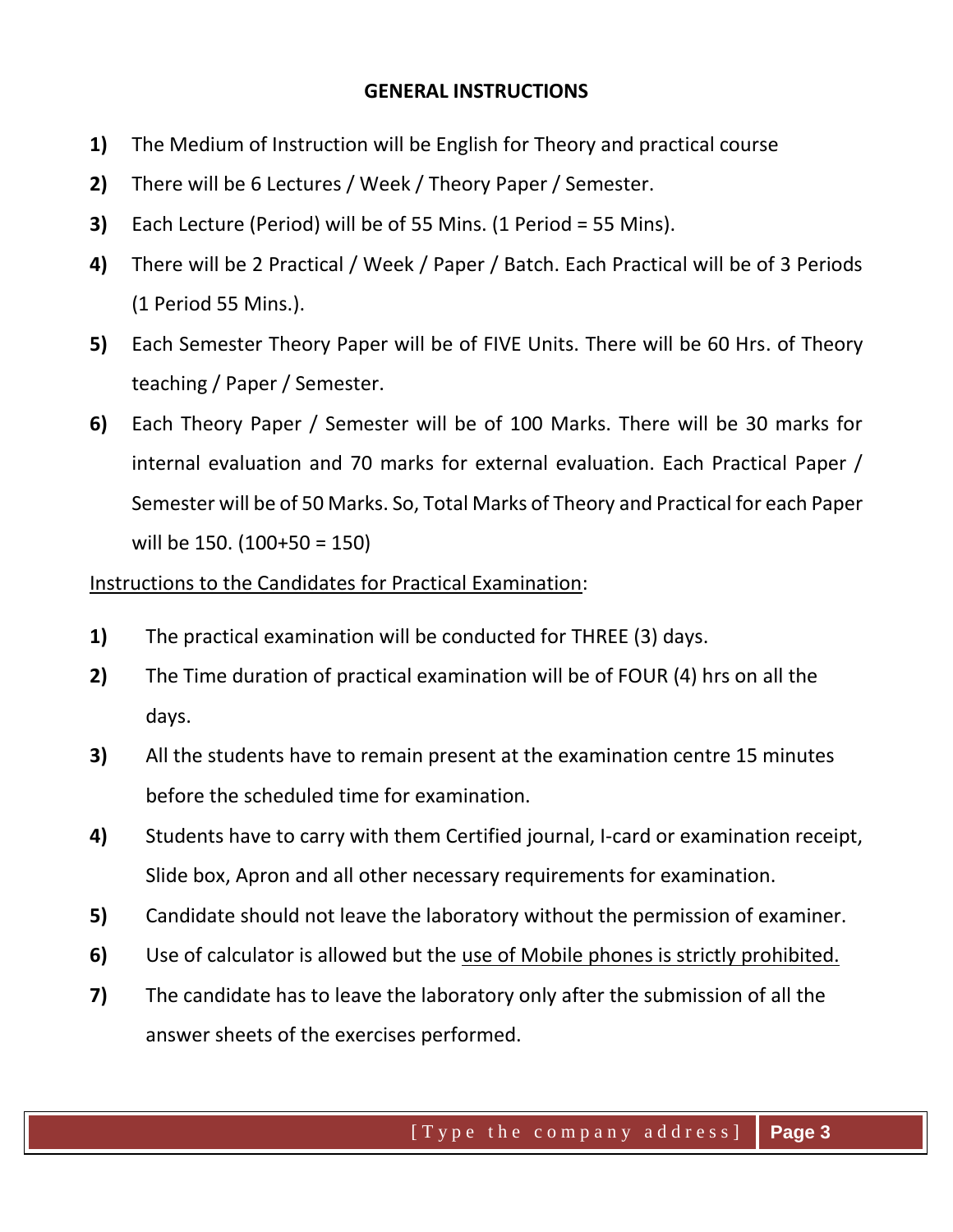## GENERAL INSTRUCTIONS

1) The Medium of Instruction will be English for Theory and practical course
2) There will be 6 Lectures / Week / Theory Paper / Semester.
3) Each Lecture (Period) will be of 55 Mins. (1 Period = 55 Mins).
4) There will be 2 Practical / Week / Paper / Batch. Each Practical will be of 3 Periods (1 Period 55 Mins.).
5) Each Semester Theory Paper will be of FIVE Units. There will be 60 Hrs. of Theory teaching / Paper / Semester.
6) Each Theory Paper / Semester will be of 100 Marks. There will be 30 marks for internal evaluation and 70 marks for external evaluation. Each Practical Paper / Semester will be of 50 Marks. So, Total Marks of Theory and Practical for each Paper will be 150. (100+50 = 150)

Instructions to the Candidates for Practical Examination:

1) The practical examination will be conducted for THREE (3) days.
2) The Time duration of practical examination will be of FOUR (4) hrs on all the days.
3) All the students have to remain present at the examination centre 15 minutes before the scheduled time for examination.
4) Students have to carry with them Certified journal, I-card or examination receipt, Slide box, Apron and all other necessary requirements for examination.
5) Candidate should not leave the laboratory without the permission of examiner.
6) Use of calculator is allowed but the use of Mobile phones is strictly prohibited.
7) The candidate has to leave the laboratory only after the submission of all the answer sheets of the exercises performed.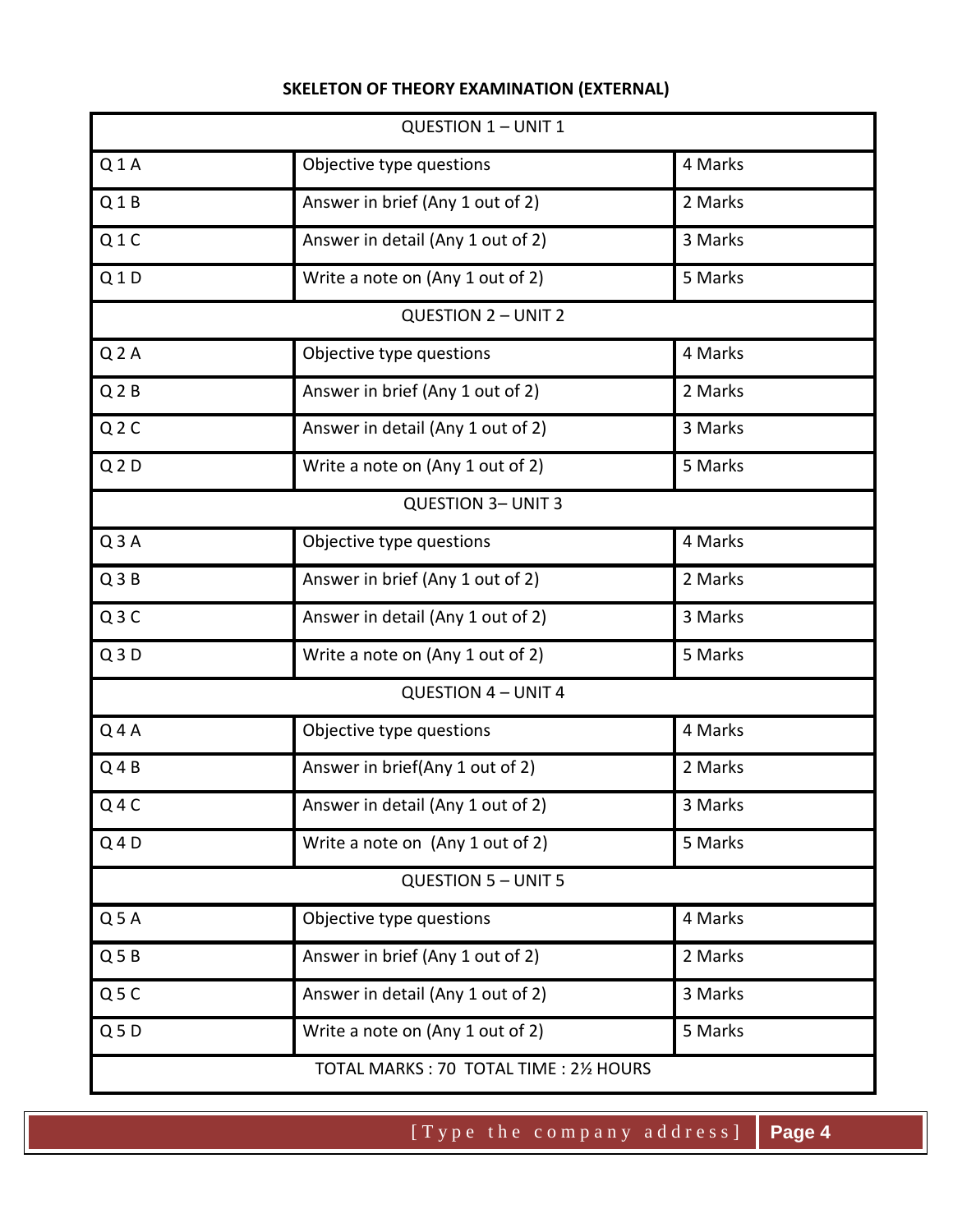## SKELETON OF THEORY EXAMINATION (EXTERNAL)

| QUESTION 1 – UNIT 1 | | |
|---|---|---|
| Q 1 A | Objective type questions | 4 Marks |
| Q 1 B | Answer in brief (Any 1 out of 2) | 2 Marks |
| Q 1 C | Answer in detail (Any 1 out of 2) | 3 Marks |
| Q 1 D | Write a note on (Any 1 out of 2) | 5 Marks |
| QUESTION 2 – UNIT 2 | | |
| Q 2 A | Objective type questions | 4 Marks |
| Q 2 B | Answer in brief (Any 1 out of 2) | 2 Marks |
| Q 2 C | Answer in detail (Any 1 out of 2) | 3 Marks |
| Q 2 D | Write a note on (Any 1 out of 2) | 5 Marks |
| QUESTION 3– UNIT 3 | | |
| Q 3 A | Objective type questions | 4 Marks |
| Q 3 B | Answer in brief (Any 1 out of 2) | 2 Marks |
| Q 3 C | Answer in detail (Any 1 out of 2) | 3 Marks |
| Q 3 D | Write a note on (Any 1 out of 2) | 5 Marks |
| QUESTION 4 – UNIT 4 | | |
| Q 4 A | Objective type questions | 4 Marks |
| Q 4 B | Answer in brief(Any 1 out of 2) | 2 Marks |
| Q 4 C | Answer in detail (Any 1 out of 2) | 3 Marks |
| Q 4 D | Write a note on (Any 1 out of 2) | 5 Marks |
| QUESTION 5 – UNIT 5 | | |
| Q 5 A | Objective type questions | 4 Marks |
| Q 5 B | Answer in brief (Any 1 out of 2) | 2 Marks |
| Q 5 C | Answer in detail (Any 1 out of 2) | 3 Marks |
| Q 5 D | Write a note on (Any 1 out of 2) | 5 Marks |
| TOTAL MARKS : 70 TOTAL TIME : 2½ HOURS | | |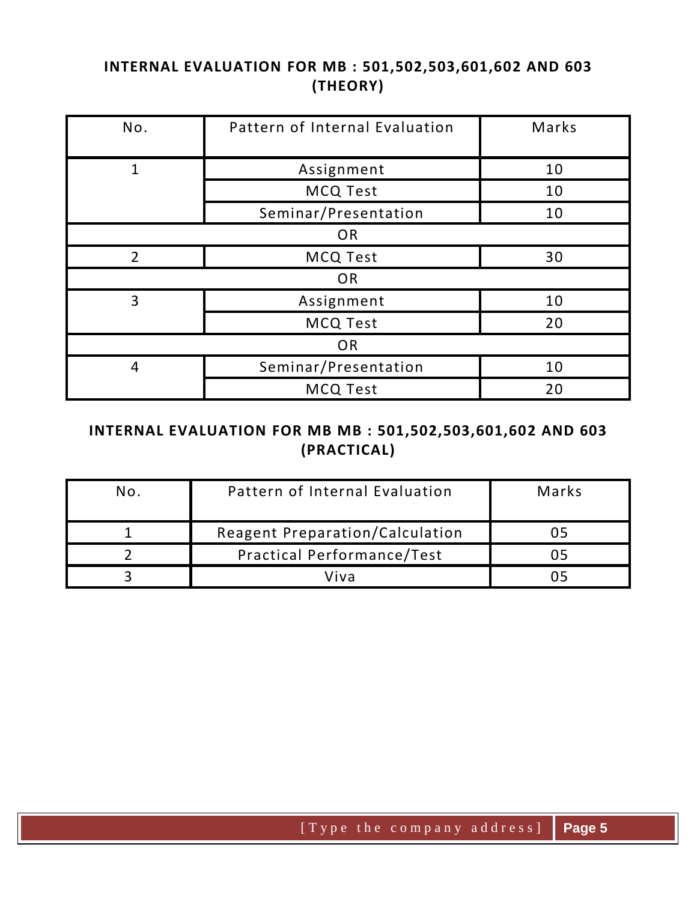## INTERNAL EVALUATION FOR MB : 501,502,503,601,602 AND 603 (THEORY)

| No. | Pattern of Internal Evaluation | Marks |
|---|---|---|
| 1 | Assignment | 10 |
| | MCQ Test | 10 |
| | Seminar/Presentation | 10 |
| OR | | |
| 2 | MCQ Test | 30 |
| OR | | |
| 3 | Assignment | 10 |
| | MCQ Test | 20 |
| OR | | |
| 4 | Seminar/Presentation | 10 |
| | MCQ Test | 20 |

## INTERNAL EVALUATION FOR MB MB : 501,502,503,601,602 AND 603 (PRACTICAL)

| No. | Pattern of Internal Evaluation | Marks |
|---|---|---|
| 1 | Reagent Preparation/Calculation | 05 |
| 2 | Practical Performance/Test | 05 |
| 3 | Viva | 05 |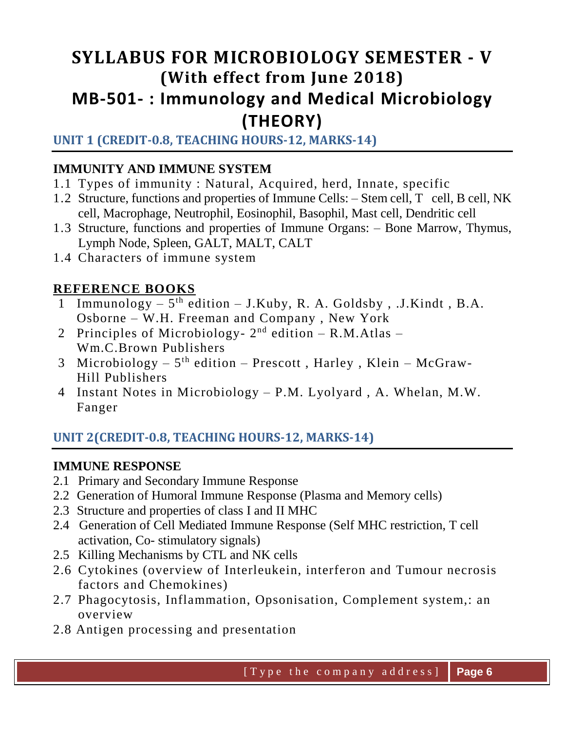# SYLLABUS FOR MICROBIOLOGY SEMESTER - V

## (With effect from June 2018)

# MB-501- : Immunology and Medical Microbiology (THEORY)

### UNIT 1 (CREDIT-0.8, TEACHING HOURS-12, MARKS-14)

**IMMUNITY AND IMMUNE SYSTEM**

1.1 Types of immunity : Natural, Acquired, herd, Innate, specific
1.2 Structure, functions and properties of Immune Cells: – Stem cell, T cell, B cell, NK cell, Macrophage, Neutrophil, Eosinophil, Basophil, Mast cell, Dendritic cell
1.3 Structure, functions and properties of Immune Organs: – Bone Marrow, Thymus, Lymph Node, Spleen, GALT, MALT, CALT
1.4 Characters of immune system

**REFERENCE BOOKS**

1. Immunology – 5th edition – J.Kuby, R. A. Goldsby , .J.Kindt , B.A. Osborne – W.H. Freeman and Company , New York
2. Principles of Microbiology- 2nd edition – R.M.Atlas – Wm.C.Brown Publishers
3. Microbiology – 5th edition – Prescott , Harley , Klein – McGraw-Hill Publishers
4. Instant Notes in Microbiology – P.M. Lyolyard , A. Whelan, M.W. Fanger

### UNIT 2(CREDIT-0.8, TEACHING HOURS-12, MARKS-14)

**IMMUNE RESPONSE**

2.1 Primary and Secondary Immune Response
2.2 Generation of Humoral Immune Response (Plasma and Memory cells)
2.3 Structure and properties of class I and II MHC
2.4 Generation of Cell Mediated Immune Response (Self MHC restriction, T cell activation, Co- stimulatory signals)
2.5 Killing Mechanisms by CTL and NK cells
2.6 Cytokines (overview of Interleukein, interferon and Tumour necrosis factors and Chemokines)
2.7 Phagocytosis, Inflammation, Opsonisation, Complement system,: an overview
2.8 Antigen processing and presentation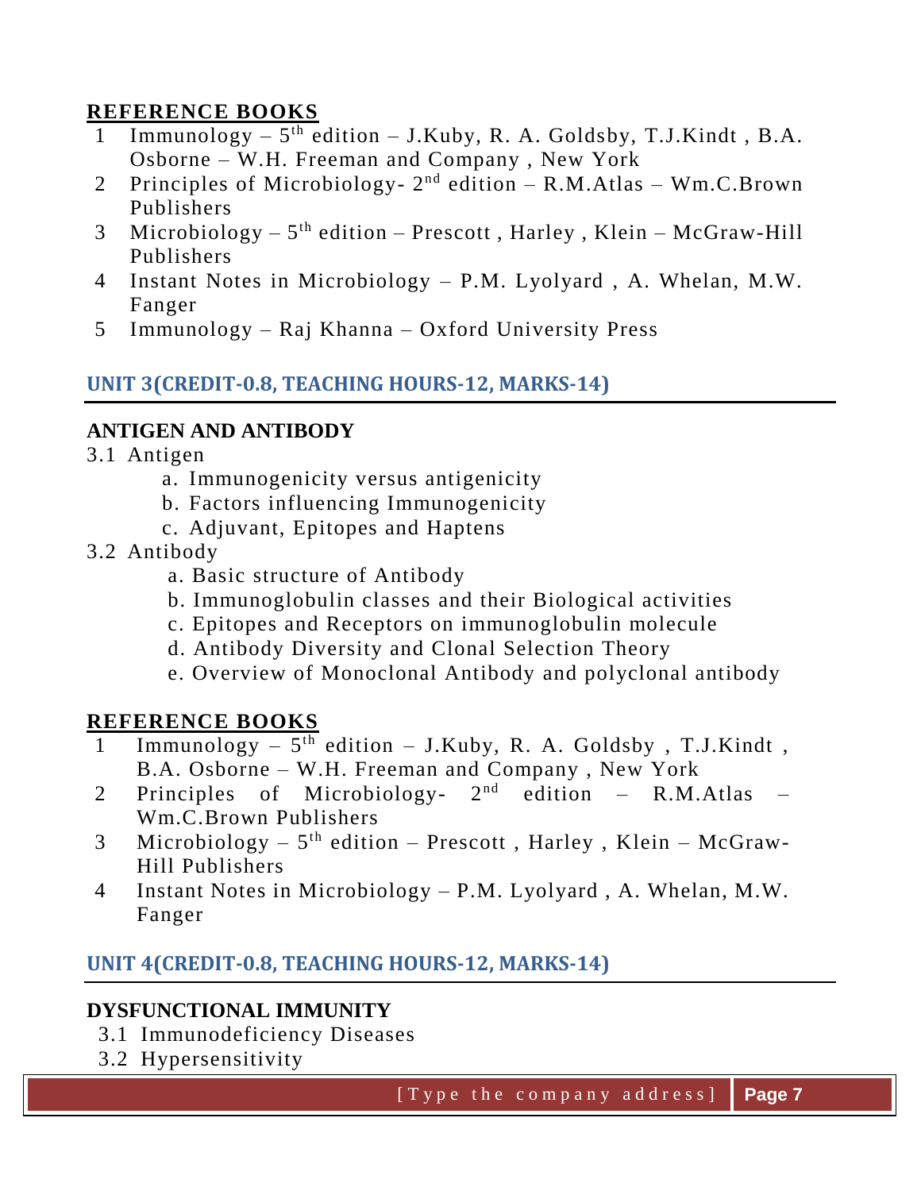## REFERENCE BOOKS

1. Immunology – 5th edition – J.Kuby, R. A. Goldsby, T.J.Kindt , B.A. Osborne – W.H. Freeman and Company , New York
2. Principles of Microbiology- 2nd edition – R.M.Atlas – Wm.C.Brown Publishers
3. Microbiology – 5th edition – Prescott , Harley , Klein – McGraw-Hill Publishers
4. Instant Notes in Microbiology – P.M. Lyolyard , A. Whelan, M.W. Fanger
5. Immunology – Raj Khanna – Oxford University Press

## UNIT 3(CREDIT-0.8, TEACHING HOURS-12, MARKS-14)

**ANTIGEN AND ANTIBODY**

3.1 Antigen
- a. Immunogenicity versus antigenicity
- b. Factors influencing Immunogenicity
- c. Adjuvant, Epitopes and Haptens

3.2 Antibody
- a. Basic structure of Antibody
- b. Immunoglobulin classes and their Biological activities
- c. Epitopes and Receptors on immunoglobulin molecule
- d. Antibody Diversity and Clonal Selection Theory
- e. Overview of Monoclonal Antibody and polyclonal antibody

## REFERENCE BOOKS

1. Immunology – 5th edition – J.Kuby, R. A. Goldsby , T.J.Kindt , B.A. Osborne – W.H. Freeman and Company , New York
2. Principles of Microbiology- 2nd edition – R.M.Atlas – Wm.C.Brown Publishers
3. Microbiology – 5th edition – Prescott , Harley , Klein – McGraw-Hill Publishers
4. Instant Notes in Microbiology – P.M. Lyolyard , A. Whelan, M.W. Fanger

## UNIT 4(CREDIT-0.8, TEACHING HOURS-12, MARKS-14)

**DYSFUNCTIONAL IMMUNITY**

3.1 Immunodeficiency Diseases

3.2 Hypersensitivity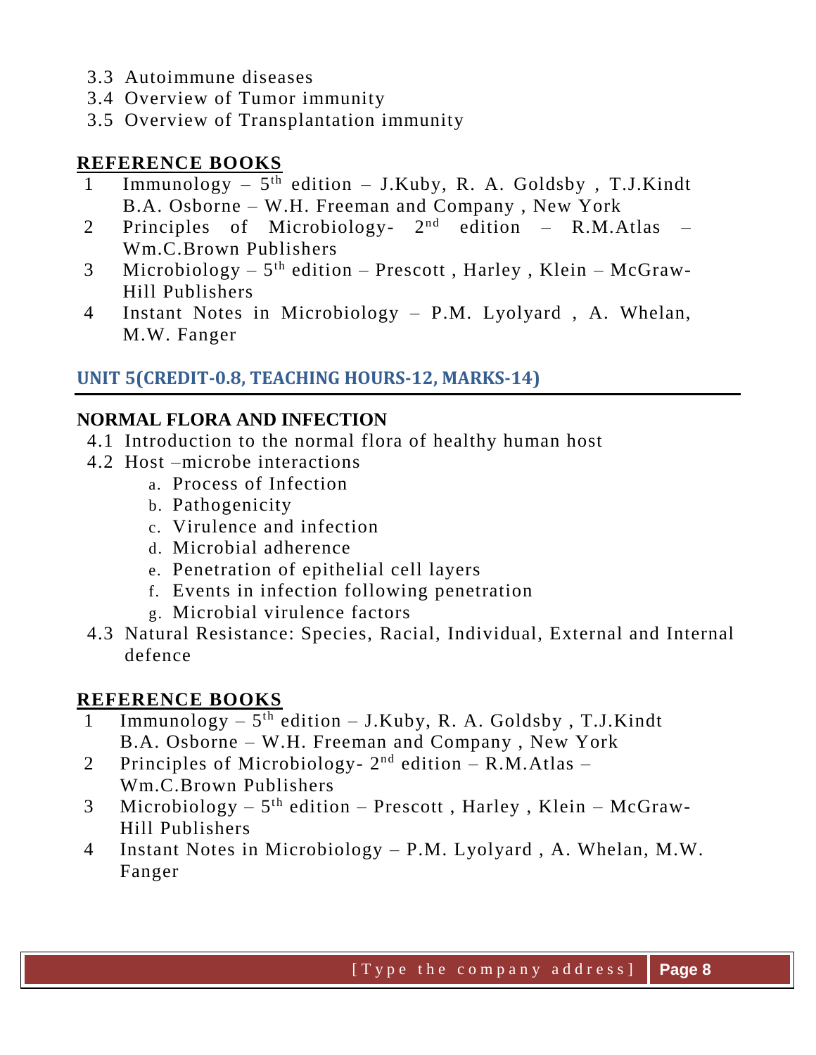3.3 Autoimmune diseases
3.4 Overview of Tumor immunity
3.5 Overview of Transplantation immunity

**REFERENCE BOOKS**

1. Immunology – 5th edition – J.Kuby, R. A. Goldsby , T.J.Kindt B.A. Osborne – W.H. Freeman and Company , New York
2. Principles of Microbiology- 2nd edition – R.M.Atlas – Wm.C.Brown Publishers
3. Microbiology – 5th edition – Prescott , Harley , Klein – McGraw-Hill Publishers
4. Instant Notes in Microbiology – P.M. Lyolyard , A. Whelan, M.W. Fanger

## UNIT 5(CREDIT-0.8, TEACHING HOURS-12, MARKS-14)

**NORMAL FLORA AND INFECTION**

4.1 Introduction to the normal flora of healthy human host
4.2 Host –microbe interactions
   a. Process of Infection
   b. Pathogenicity
   c. Virulence and infection
   d. Microbial adherence
   e. Penetration of epithelial cell layers
   f. Events in infection following penetration
   g. Microbial virulence factors
4.3 Natural Resistance: Species, Racial, Individual, External and Internal defence

**REFERENCE BOOKS**

1. Immunology – 5th edition – J.Kuby, R. A. Goldsby , T.J.Kindt B.A. Osborne – W.H. Freeman and Company , New York
2. Principles of Microbiology- 2nd edition – R.M.Atlas – Wm.C.Brown Publishers
3. Microbiology – 5th edition – Prescott , Harley , Klein – McGraw-Hill Publishers
4. Instant Notes in Microbiology – P.M. Lyolyard , A. Whelan, M.W. Fanger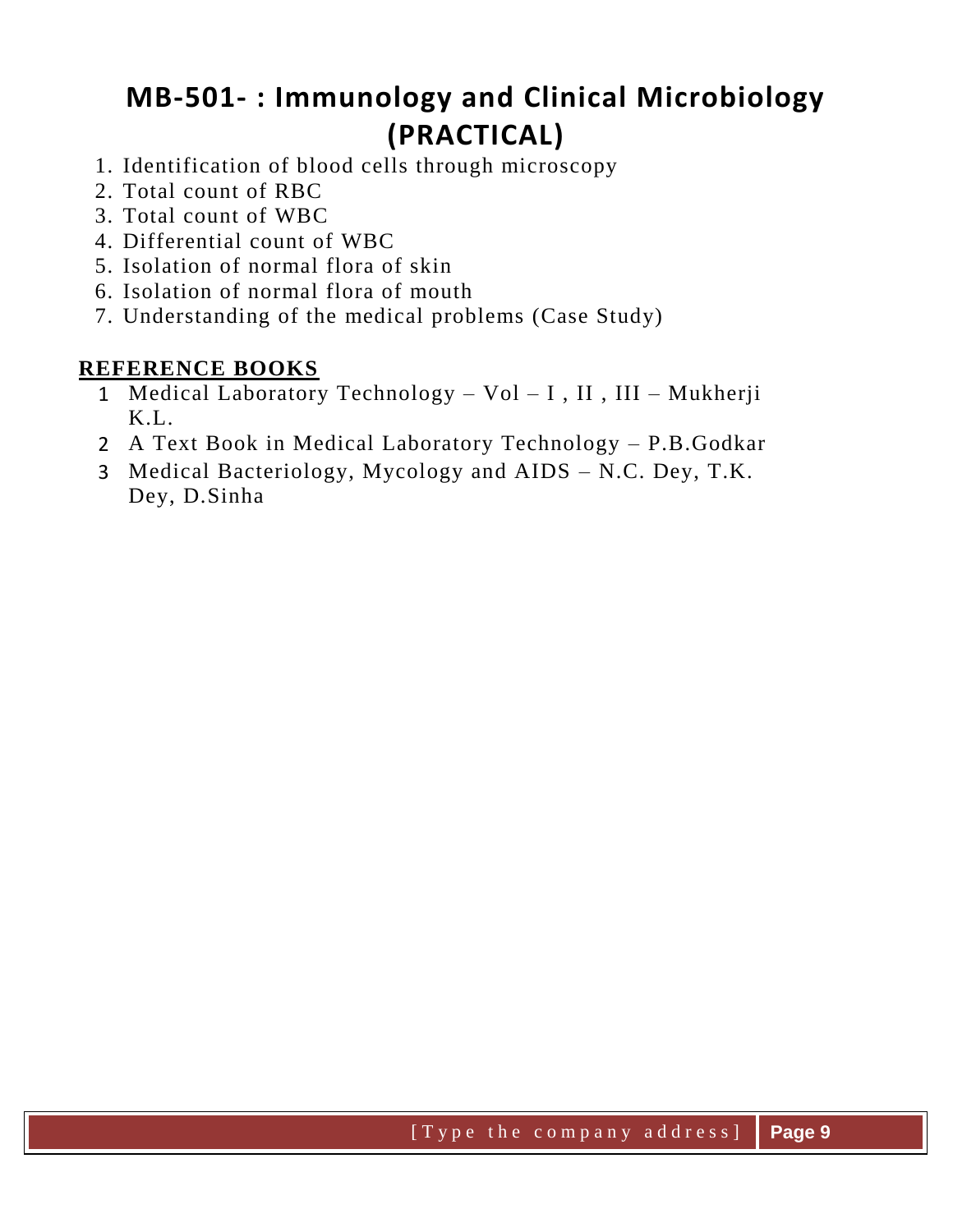# MB-501- : Immunology and Clinical Microbiology (PRACTICAL)

1. Identification of blood cells through microscopy
2. Total count of RBC
3. Total count of WBC
4. Differential count of WBC
5. Isolation of normal flora of skin
6. Isolation of normal flora of mouth
7. Understanding of the medical problems (Case Study)

## REFERENCE BOOKS

1. Medical Laboratory Technology – Vol – I , II , III – Mukherji K.L.
2. A Text Book in Medical Laboratory Technology – P.B.Godkar
3. Medical Bacteriology, Mycology and AIDS – N.C. Dey, T.K. Dey, D.Sinha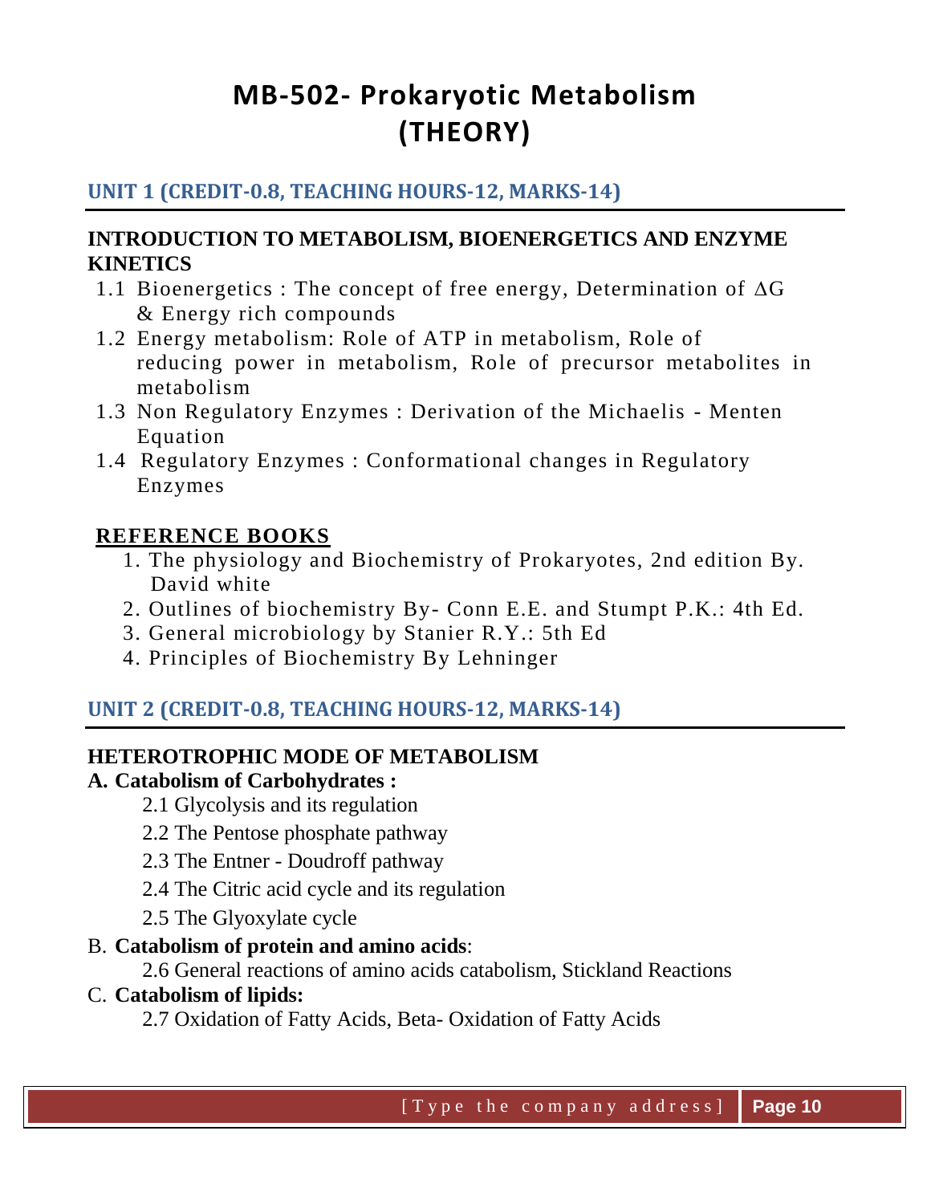# MB-502- Prokaryotic Metabolism (THEORY)

## UNIT 1 (CREDIT-0.8, TEACHING HOURS-12, MARKS-14)

**INTRODUCTION TO METABOLISM, BIOENERGETICS AND ENZYME KINETICS**

1.1 Bioenergetics : The concept of free energy, Determination of $\Delta G$ & Energy rich compounds

1.2 Energy metabolism: Role of ATP in metabolism, Role of reducing power in metabolism, Role of precursor metabolites in metabolism

1.3 Non Regulatory Enzymes : Derivation of the Michaelis - Menten Equation

1.4 Regulatory Enzymes : Conformational changes in Regulatory Enzymes

**REFERENCE BOOKS**

1. The physiology and Biochemistry of Prokaryotes, 2nd edition By. David white
2. Outlines of biochemistry By- Conn E.E. and Stumpt P.K.: 4th Ed.
3. General microbiology by Stanier R.Y.: 5th Ed
4. Principles of Biochemistry By Lehninger

## UNIT 2 (CREDIT-0.8, TEACHING HOURS-12, MARKS-14)

**HETEROTROPHIC MODE OF METABOLISM**

**A. Catabolism of Carbohydrates :**

2.1 Glycolysis and its regulation

2.2 The Pentose phosphate pathway

2.3 The Entner - Doudroff pathway

2.4 The Citric acid cycle and its regulation

2.5 The Glyoxylate cycle

B. **Catabolism of protein and amino acids**:

2.6 General reactions of amino acids catabolism, Stickland Reactions

C. **Catabolism of lipids:**

2.7 Oxidation of Fatty Acids, Beta- Oxidation of Fatty Acids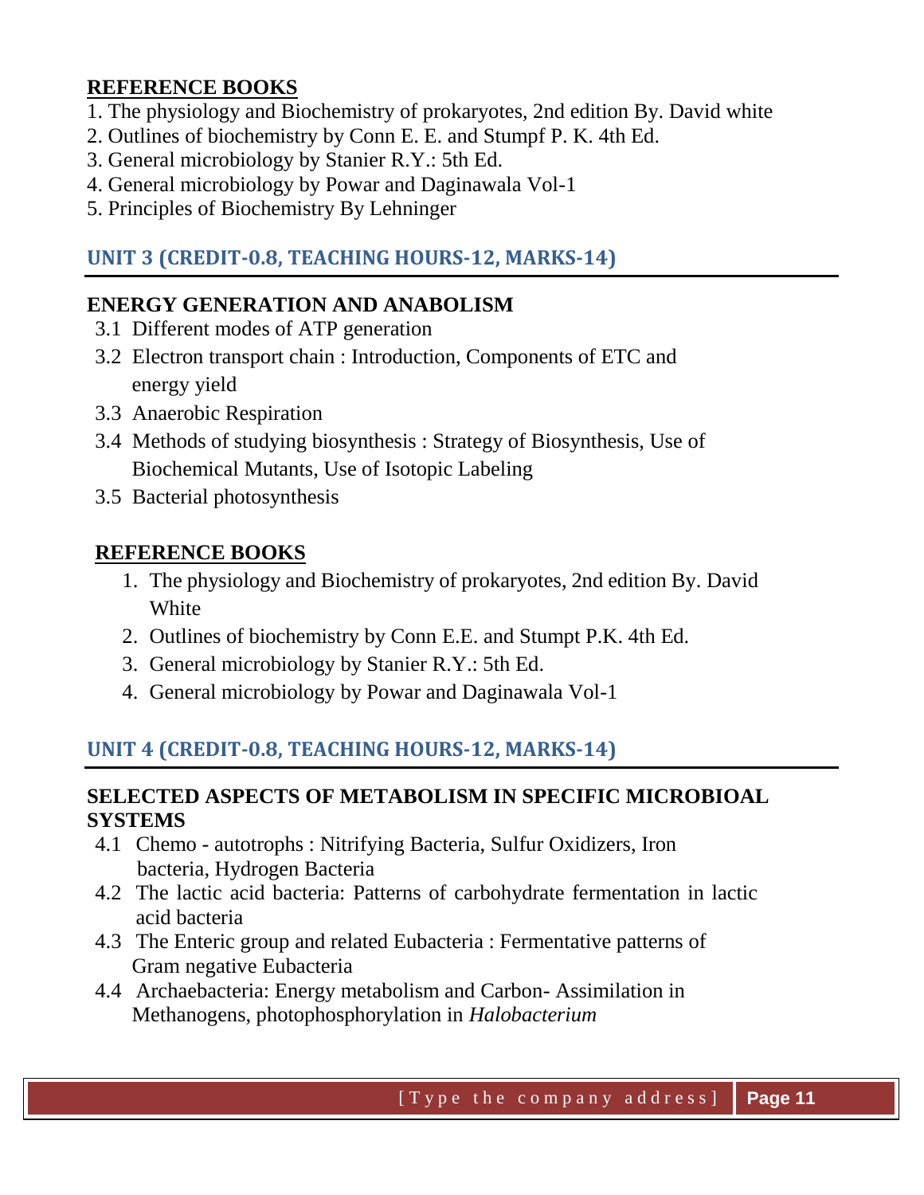## REFERENCE BOOKS

1. The physiology and Biochemistry of prokaryotes, 2nd edition By. David white
2. Outlines of biochemistry by Conn E. E. and Stumpf P. K. 4th Ed.
3. General microbiology by Stanier R.Y.: 5th Ed.
4. General microbiology by Powar and Daginawala Vol-1
5. Principles of Biochemistry By Lehninger

## UNIT 3 (CREDIT-0.8, TEACHING HOURS-12, MARKS-14)

### ENERGY GENERATION AND ANABOLISM

3.1 Different modes of ATP generation

3.2 Electron transport chain : Introduction, Components of ETC and energy yield

3.3 Anaerobic Respiration

3.4 Methods of studying biosynthesis : Strategy of Biosynthesis, Use of Biochemical Mutants, Use of Isotopic Labeling

3.5 Bacterial photosynthesis

### REFERENCE BOOKS

1. The physiology and Biochemistry of prokaryotes, 2nd edition By. David White
2. Outlines of biochemistry by Conn E.E. and Stumpt P.K. 4th Ed.
3. General microbiology by Stanier R.Y.: 5th Ed.
4. General microbiology by Powar and Daginawala Vol-1

## UNIT 4 (CREDIT-0.8, TEACHING HOURS-12, MARKS-14)

### SELECTED ASPECTS OF METABOLISM IN SPECIFIC MICROBIOAL SYSTEMS

4.1 Chemo - autotrophs : Nitrifying Bacteria, Sulfur Oxidizers, Iron bacteria, Hydrogen Bacteria

4.2 The lactic acid bacteria: Patterns of carbohydrate fermentation in lactic acid bacteria

4.3 The Enteric group and related Eubacteria : Fermentative patterns of Gram negative Eubacteria

4.4 Archaebacteria: Energy metabolism and Carbon- Assimilation in Methanogens, photophosphorylation in *Halobacterium*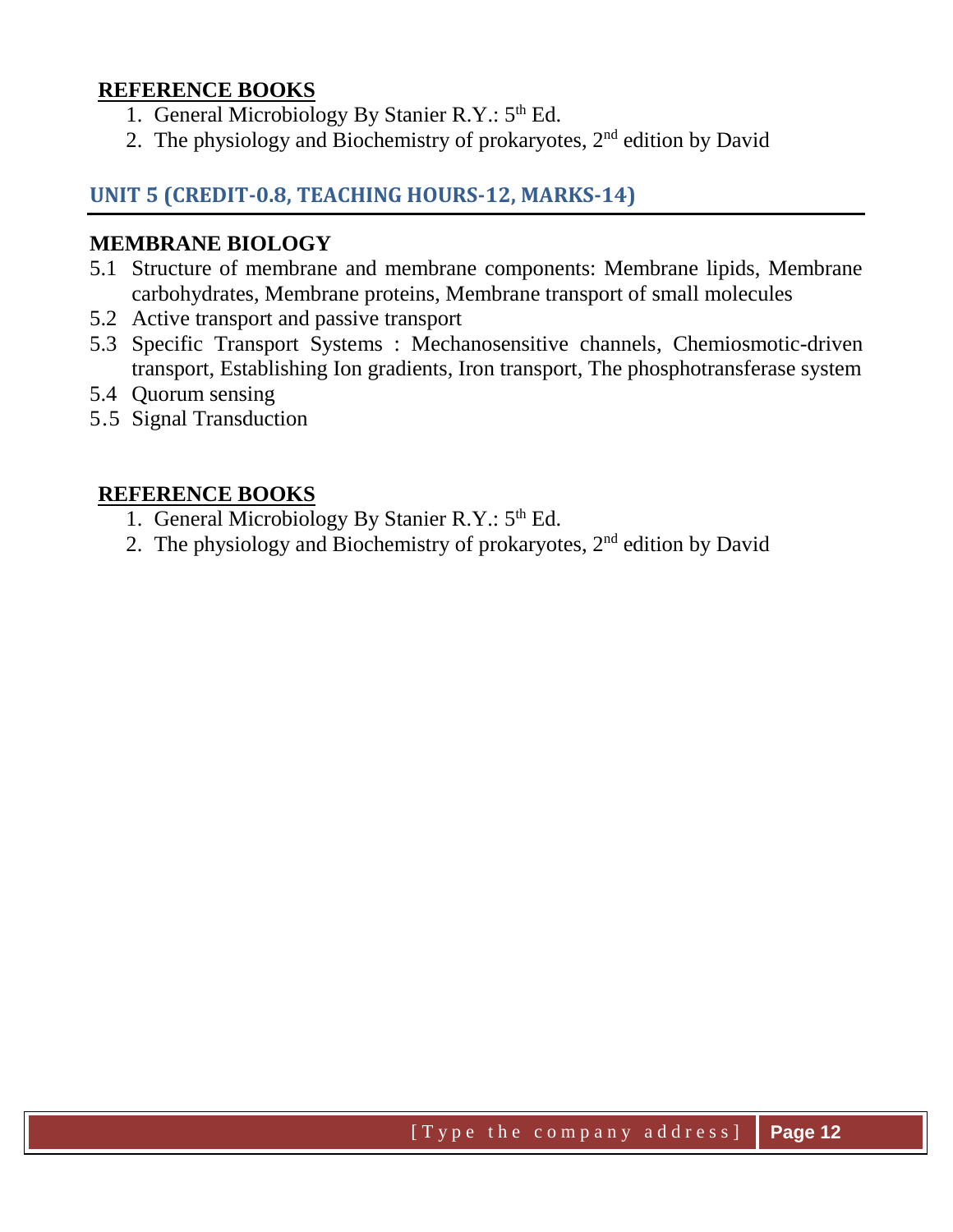## REFERENCE BOOKS

1. General Microbiology By Stanier R.Y.: 5th Ed.
2. The physiology and Biochemistry of prokaryotes, 2nd edition by David

## UNIT 5 (CREDIT-0.8, TEACHING HOURS-12, MARKS-14)

### MEMBRANE BIOLOGY

5.1 Structure of membrane and membrane components: Membrane lipids, Membrane carbohydrates, Membrane proteins, Membrane transport of small molecules
5.2 Active transport and passive transport
5.3 Specific Transport Systems : Mechanosensitive channels, Chemiosmotic-driven transport, Establishing Ion gradients, Iron transport, The phosphotransferase system
5.4 Quorum sensing
5.5 Signal Transduction

## REFERENCE BOOKS

1. General Microbiology By Stanier R.Y.: 5th Ed.
2. The physiology and Biochemistry of prokaryotes, 2nd edition by David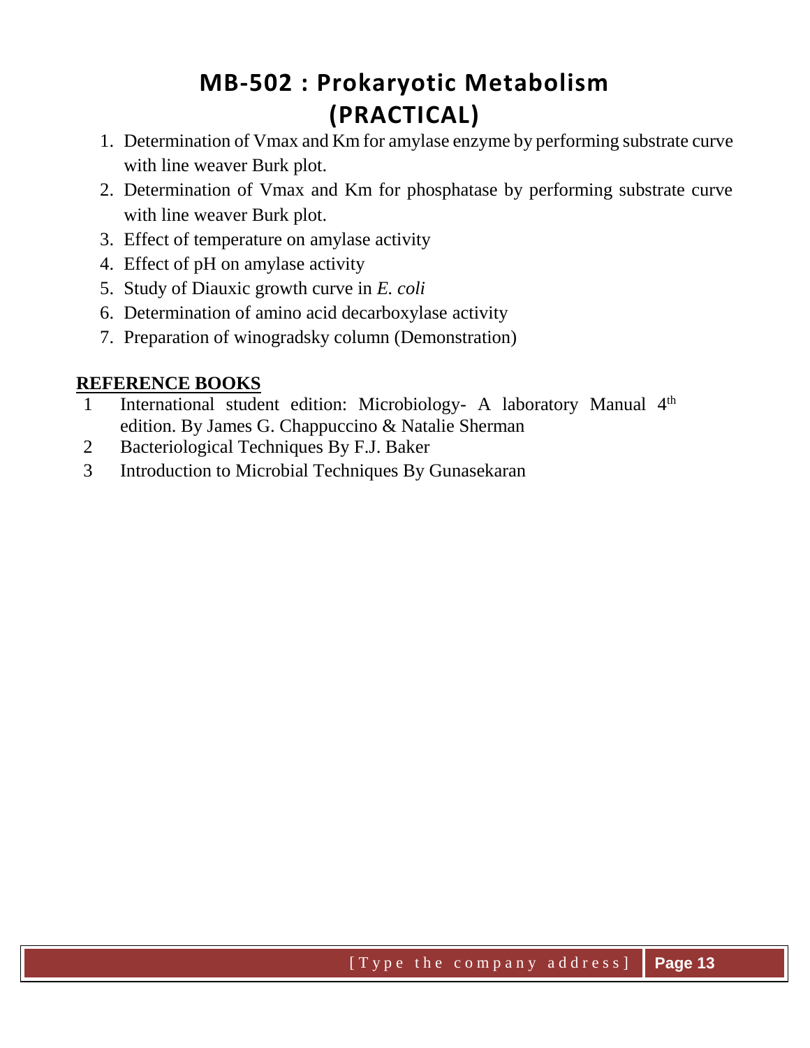# MB-502 : Prokaryotic Metabolism (PRACTICAL)

1. Determination of Vmax and Km for amylase enzyme by performing substrate curve with line weaver Burk plot.
2. Determination of Vmax and Km for phosphatase by performing substrate curve with line weaver Burk plot.
3. Effect of temperature on amylase activity
4. Effect of pH on amylase activity
5. Study of Diauxic growth curve in *E. coli*
6. Determination of amino acid decarboxylase activity
7. Preparation of winogradsky column (Demonstration)

## REFERENCE BOOKS

1. International student edition: Microbiology- A laboratory Manual 4th edition. By James G. Chappuccino & Natalie Sherman
2. Bacteriological Techniques By F.J. Baker
3. Introduction to Microbial Techniques By Gunasekaran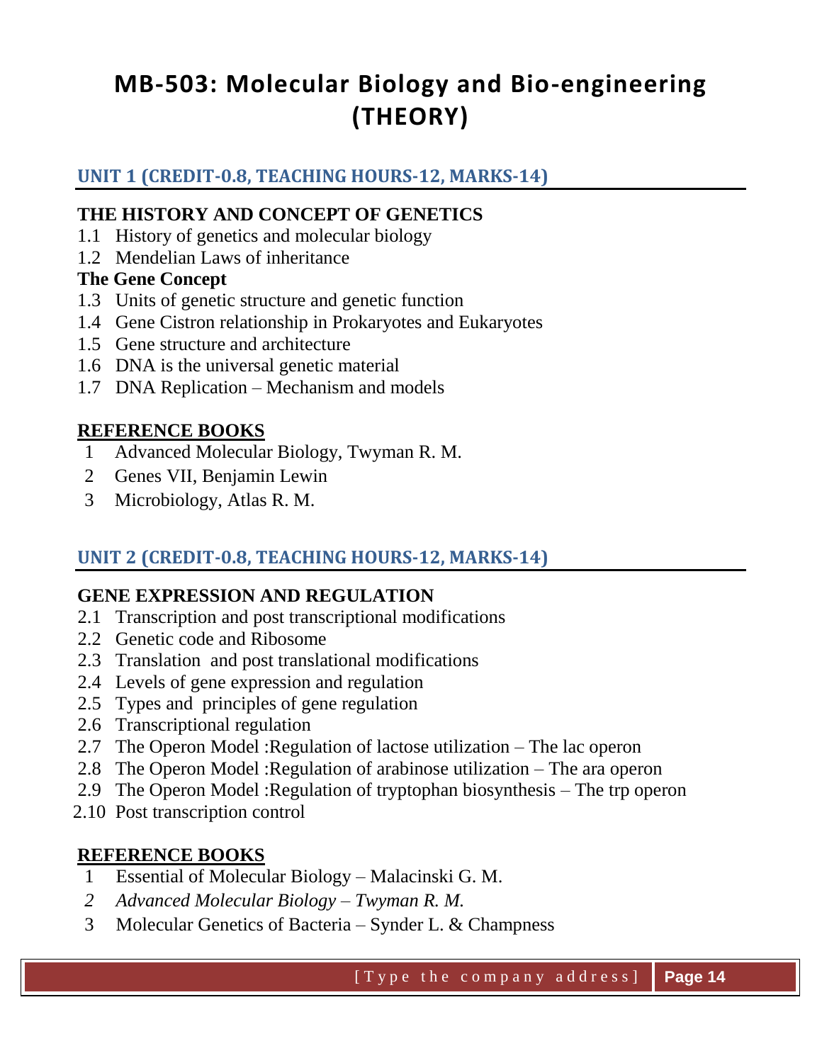# MB-503: Molecular Biology and Bio-engineering (THEORY)

## UNIT 1 (CREDIT-0.8, TEACHING HOURS-12, MARKS-14)

**THE HISTORY AND CONCEPT OF GENETICS**

1.1 History of genetics and molecular biology
1.2 Mendelian Laws of inheritance

**The Gene Concept**

1.3 Units of genetic structure and genetic function
1.4 Gene Cistron relationship in Prokaryotes and Eukaryotes
1.5 Gene structure and architecture
1.6 DNA is the universal genetic material
1.7 DNA Replication – Mechanism and models

**REFERENCE BOOKS**

1. Advanced Molecular Biology, Twyman R. M.
2. Genes VII, Benjamin Lewin
3. Microbiology, Atlas R. M.

## UNIT 2 (CREDIT-0.8, TEACHING HOURS-12, MARKS-14)

**GENE EXPRESSION AND REGULATION**

2.1 Transcription and post transcriptional modifications
2.2 Genetic code and Ribosome
2.3 Translation and post translational modifications
2.4 Levels of gene expression and regulation
2.5 Types and principles of gene regulation
2.6 Transcriptional regulation
2.7 The Operon Model :Regulation of lactose utilization – The lac operon
2.8 The Operon Model :Regulation of arabinose utilization – The ara operon
2.9 The Operon Model :Regulation of tryptophan biosynthesis – The trp operon
2.10 Post transcription control

**REFERENCE BOOKS**

1. Essential of Molecular Biology – Malacinski G. M.
2. *Advanced Molecular Biology – Twyman R. M.*
3. Molecular Genetics of Bacteria – Synder L. & Champness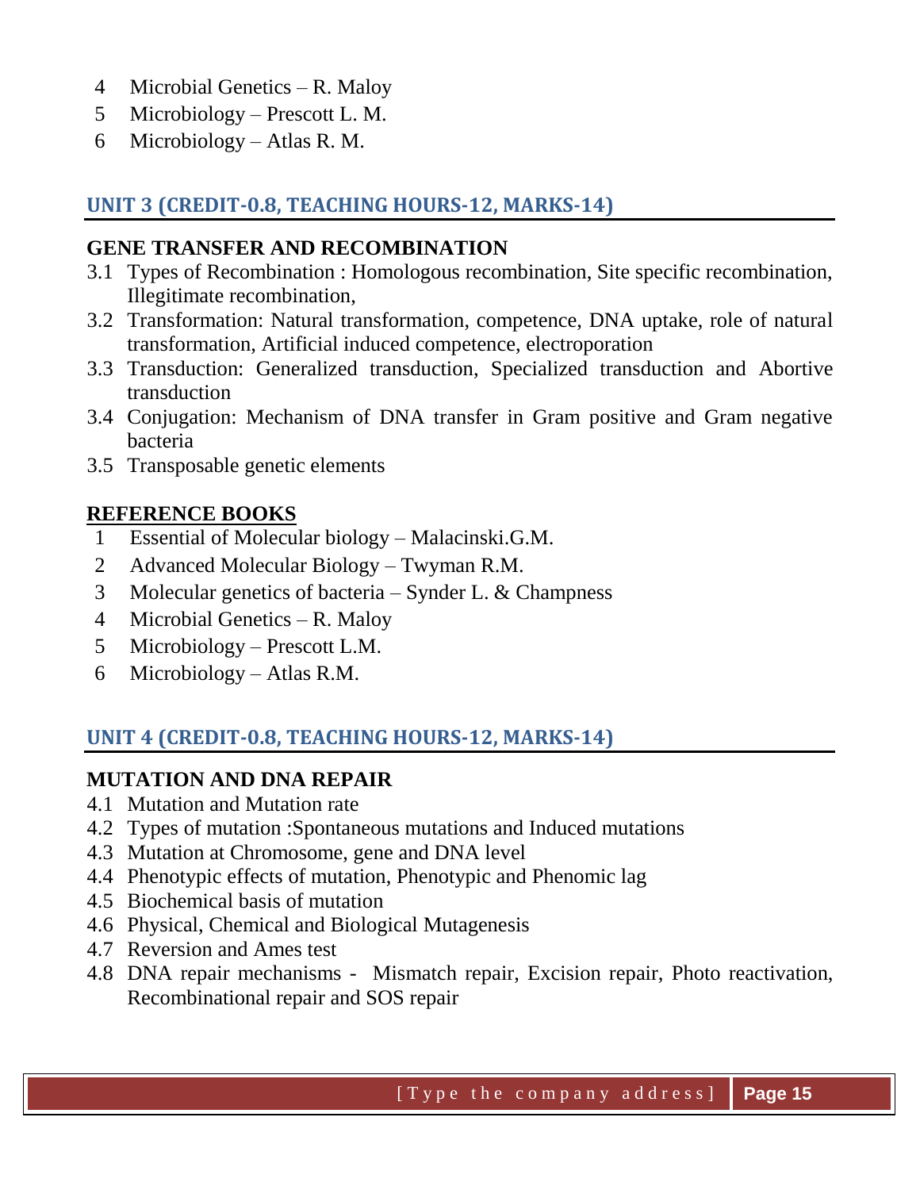4. Microbial Genetics – R. Maloy
5. Microbiology – Prescott L. M.
6. Microbiology – Atlas R. M.

## UNIT 3 (CREDIT-0.8, TEACHING HOURS-12, MARKS-14)

**GENE TRANSFER AND RECOMBINATION**

3.1 Types of Recombination : Homologous recombination, Site specific recombination, Illegitimate recombination,
3.2 Transformation: Natural transformation, competence, DNA uptake, role of natural transformation, Artificial induced competence, electroporation
3.3 Transduction: Generalized transduction, Specialized transduction and Abortive transduction
3.4 Conjugation: Mechanism of DNA transfer in Gram positive and Gram negative bacteria
3.5 Transposable genetic elements

**REFERENCE BOOKS**

1. Essential of Molecular biology – Malacinski.G.M.
2. Advanced Molecular Biology – Twyman R.M.
3. Molecular genetics of bacteria – Synder L. & Champness
4. Microbial Genetics – R. Maloy
5. Microbiology – Prescott L.M.
6. Microbiology – Atlas R.M.

## UNIT 4 (CREDIT-0.8, TEACHING HOURS-12, MARKS-14)

**MUTATION AND DNA REPAIR**

4.1 Mutation and Mutation rate
4.2 Types of mutation :Spontaneous mutations and Induced mutations
4.3 Mutation at Chromosome, gene and DNA level
4.4 Phenotypic effects of mutation, Phenotypic and Phenomic lag
4.5 Biochemical basis of mutation
4.6 Physical, Chemical and Biological Mutagenesis
4.7 Reversion and Ames test
4.8 DNA repair mechanisms - Mismatch repair, Excision repair, Photo reactivation, Recombinational repair and SOS repair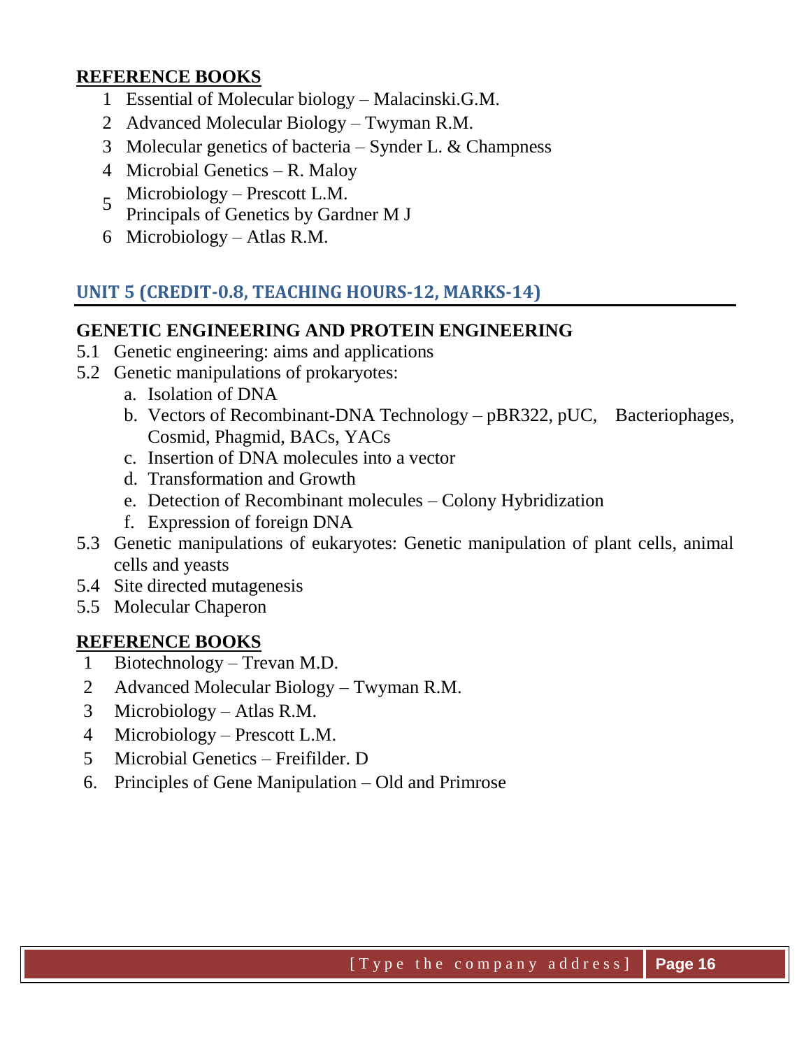## REFERENCE BOOKS

1. Essential of Molecular biology – Malacinski.G.M.
2. Advanced Molecular Biology – Twyman R.M.
3. Molecular genetics of bacteria – Synder L. & Champness
4. Microbial Genetics – R. Maloy
5. Microbiology – Prescott L.M.
   Principals of Genetics by Gardner M J
6. Microbiology – Atlas R.M.

## UNIT 5 (CREDIT-0.8, TEACHING HOURS-12, MARKS-14)

### GENETIC ENGINEERING AND PROTEIN ENGINEERING

5.1 Genetic engineering: aims and applications

5.2 Genetic manipulations of prokaryotes:

  a. Isolation of DNA
  b. Vectors of Recombinant-DNA Technology – pBR322, pUC, Bacteriophages, Cosmid, Phagmid, BACs, YACs
  c. Insertion of DNA molecules into a vector
  d. Transformation and Growth
  e. Detection of Recombinant molecules – Colony Hybridization
  f. Expression of foreign DNA

5.3 Genetic manipulations of eukaryotes: Genetic manipulation of plant cells, animal cells and yeasts

5.4 Site directed mutagenesis

5.5 Molecular Chaperon

## REFERENCE BOOKS

1. Biotechnology – Trevan M.D.
2. Advanced Molecular Biology – Twyman R.M.
3. Microbiology – Atlas R.M.
4. Microbiology – Prescott L.M.
5. Microbial Genetics – Freifilder. D
6. Principles of Gene Manipulation – Old and Primrose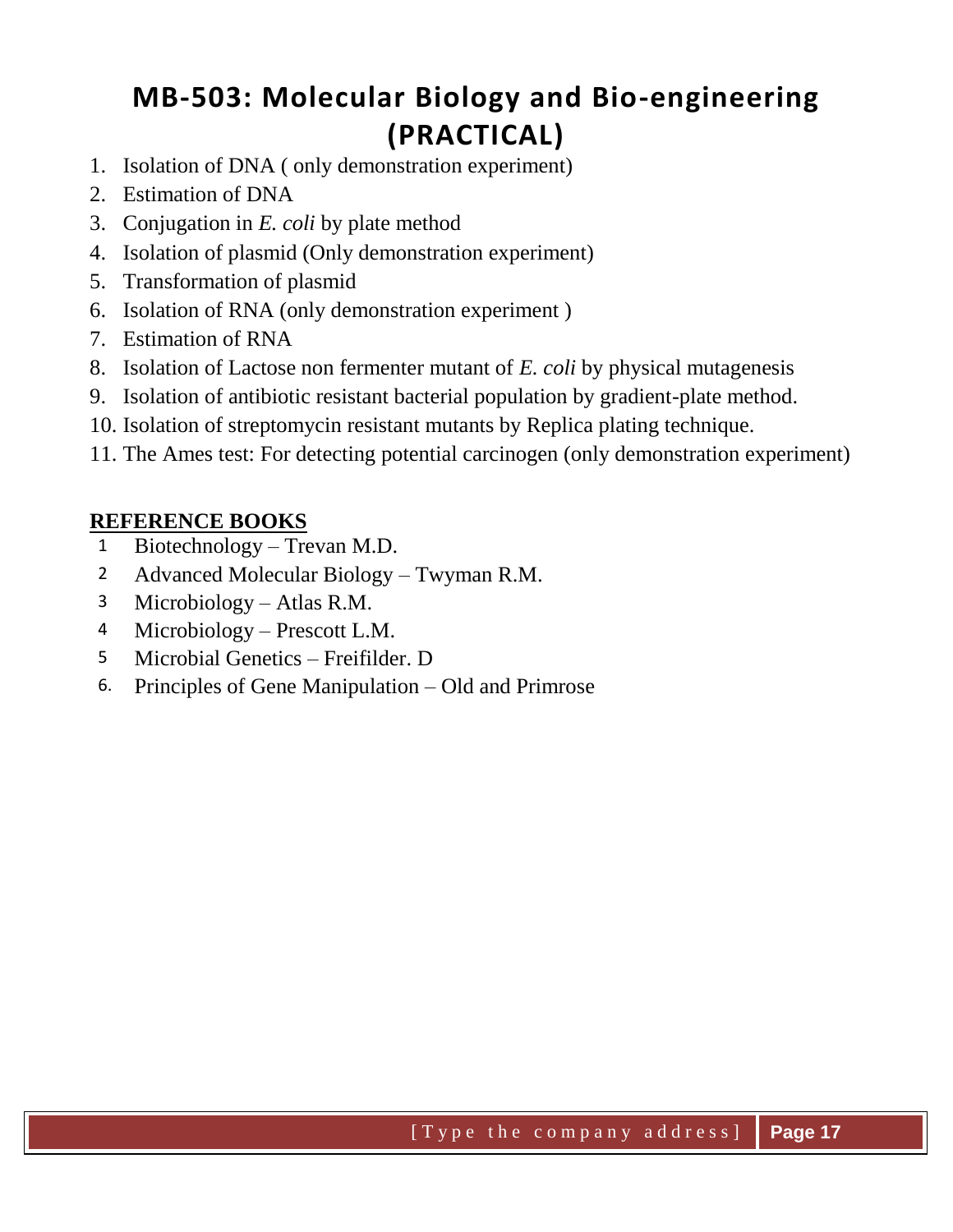# MB-503: Molecular Biology and Bio-engineering (PRACTICAL)

1. Isolation of DNA ( only demonstration experiment)
2. Estimation of DNA
3. Conjugation in *E. coli* by plate method
4. Isolation of plasmid (Only demonstration experiment)
5. Transformation of plasmid
6. Isolation of RNA (only demonstration experiment )
7. Estimation of RNA
8. Isolation of Lactose non fermenter mutant of *E. coli* by physical mutagenesis
9. Isolation of antibiotic resistant bacterial population by gradient-plate method.
10. Isolation of streptomycin resistant mutants by Replica plating technique.
11. The Ames test: For detecting potential carcinogen (only demonstration experiment)

**REFERENCE BOOKS**

1. Biotechnology – Trevan M.D.
2. Advanced Molecular Biology – Twyman R.M.
3. Microbiology – Atlas R.M.
4. Microbiology – Prescott L.M.
5. Microbial Genetics – Freifilder. D
6. Principles of Gene Manipulation – Old and Primrose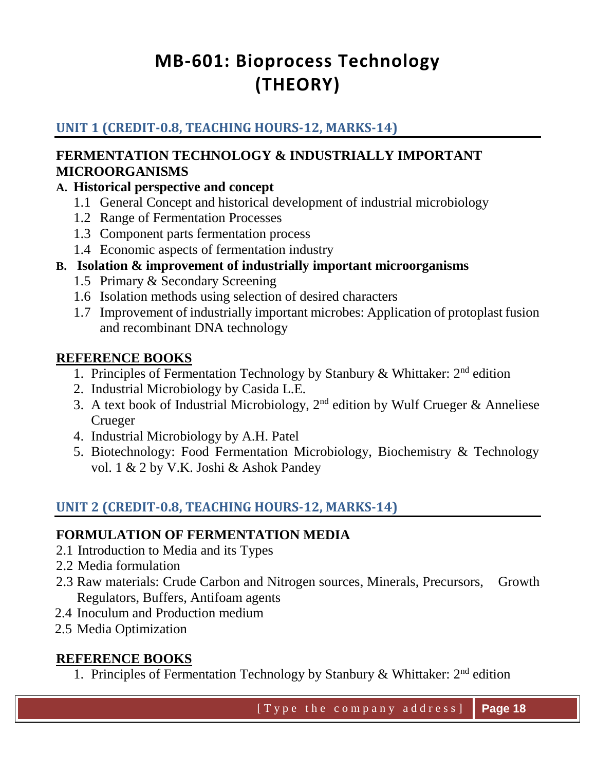# MB-601: Bioprocess Technology (THEORY)

## UNIT 1 (CREDIT-0.8, TEACHING HOURS-12, MARKS-14)

### FERMENTATION TECHNOLOGY & INDUSTRIALLY IMPORTANT MICROORGANISMS

**A. Historical perspective and concept**

- 1.1 General Concept and historical development of industrial microbiology
- 1.2 Range of Fermentation Processes
- 1.3 Component parts fermentation process
- 1.4 Economic aspects of fermentation industry

**B. Isolation & improvement of industrially important microorganisms**

- 1.5 Primary & Secondary Screening
- 1.6 Isolation methods using selection of desired characters
- 1.7 Improvement of industrially important microbes: Application of protoplast fusion and recombinant DNA technology

### REFERENCE BOOKS

1. Principles of Fermentation Technology by Stanbury & Whittaker: 2nd edition
2. Industrial Microbiology by Casida L.E.
3. A text book of Industrial Microbiology, 2nd edition by Wulf Crueger & Anneliese Crueger
4. Industrial Microbiology by A.H. Patel
5. Biotechnology: Food Fermentation Microbiology, Biochemistry & Technology vol. 1 & 2 by V.K. Joshi & Ashok Pandey

## UNIT 2 (CREDIT-0.8, TEACHING HOURS-12, MARKS-14)

### FORMULATION OF FERMENTATION MEDIA

- 2.1 Introduction to Media and its Types
- 2.2 Media formulation
- 2.3 Raw materials: Crude Carbon and Nitrogen sources, Minerals, Precursors, Growth Regulators, Buffers, Antifoam agents
- 2.4 Inoculum and Production medium
- 2.5 Media Optimization

### REFERENCE BOOKS

1. Principles of Fermentation Technology by Stanbury & Whittaker: 2nd edition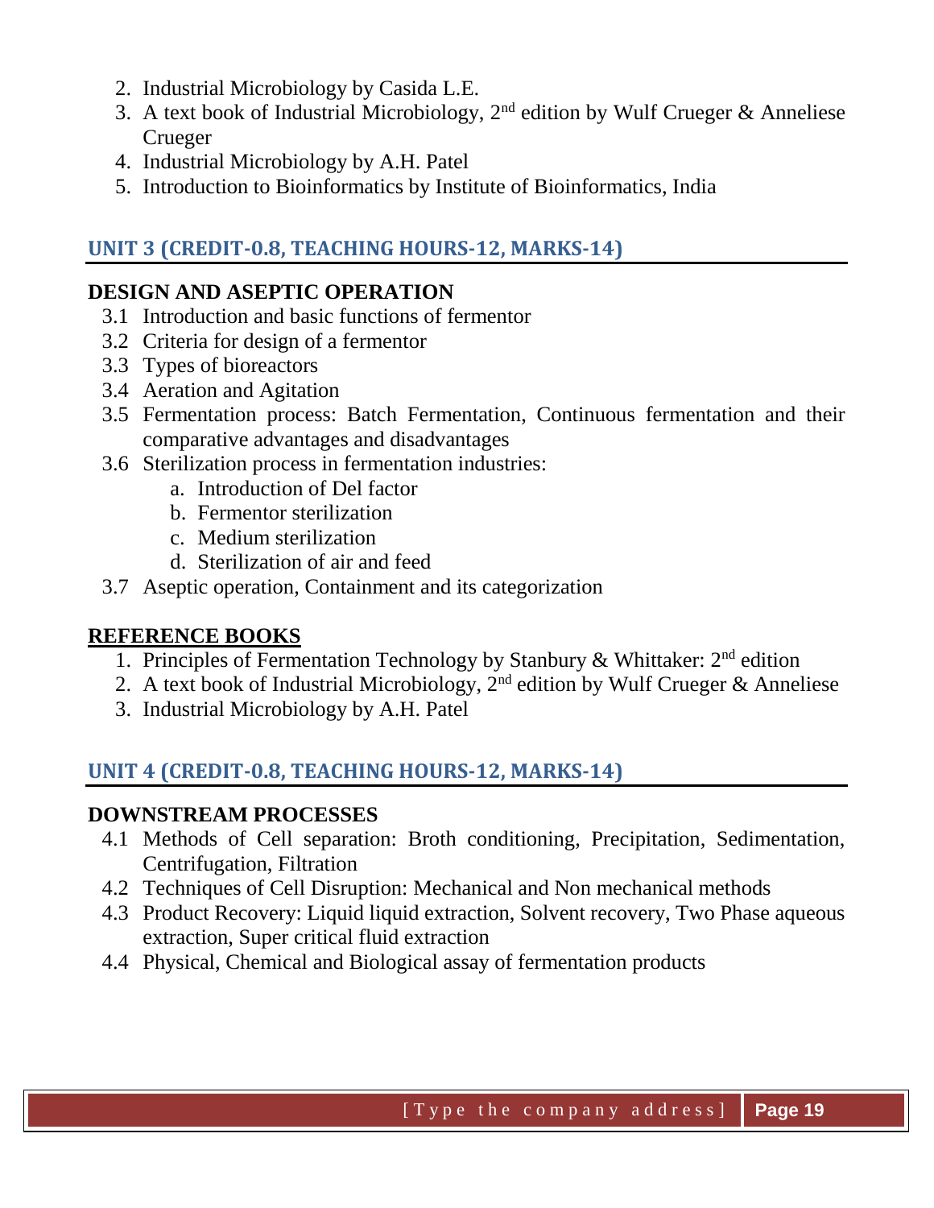2. Industrial Microbiology by Casida L.E.
3. A text book of Industrial Microbiology, 2nd edition by Wulf Crueger & Anneliese Crueger
4. Industrial Microbiology by A.H. Patel
5. Introduction to Bioinformatics by Institute of Bioinformatics, India

## UNIT 3 (CREDIT-0.8, TEACHING HOURS-12, MARKS-14)

### DESIGN AND ASEPTIC OPERATION

- 3.1 Introduction and basic functions of fermentor
- 3.2 Criteria for design of a fermentor
- 3.3 Types of bioreactors
- 3.4 Aeration and Agitation
- 3.5 Fermentation process: Batch Fermentation, Continuous fermentation and their comparative advantages and disadvantages
- 3.6 Sterilization process in fermentation industries:
  - a. Introduction of Del factor
  - b. Fermentor sterilization
  - c. Medium sterilization
  - d. Sterilization of air and feed
- 3.7 Aseptic operation, Containment and its categorization

### REFERENCE BOOKS

1. Principles of Fermentation Technology by Stanbury & Whittaker: 2nd edition
2. A text book of Industrial Microbiology, 2nd edition by Wulf Crueger & Anneliese
3. Industrial Microbiology by A.H. Patel

## UNIT 4 (CREDIT-0.8, TEACHING HOURS-12, MARKS-14)

### DOWNSTREAM PROCESSES

- 4.1 Methods of Cell separation: Broth conditioning, Precipitation, Sedimentation, Centrifugation, Filtration
- 4.2 Techniques of Cell Disruption: Mechanical and Non mechanical methods
- 4.3 Product Recovery: Liquid liquid extraction, Solvent recovery, Two Phase aqueous extraction, Super critical fluid extraction
- 4.4 Physical, Chemical and Biological assay of fermentation products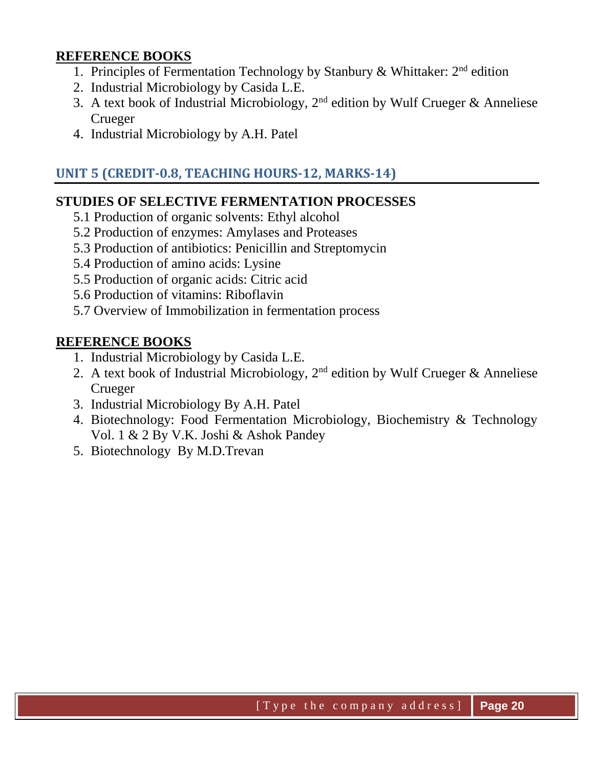**REFERENCE BOOKS**

1. Principles of Fermentation Technology by Stanbury & Whittaker: 2nd edition
2. Industrial Microbiology by Casida L.E.
3. A text book of Industrial Microbiology, 2nd edition by Wulf Crueger & Anneliese Crueger
4. Industrial Microbiology by A.H. Patel

## UNIT 5 (CREDIT-0.8, TEACHING HOURS-12, MARKS-14)

**STUDIES OF SELECTIVE FERMENTATION PROCESSES**

5.1 Production of organic solvents: Ethyl alcohol
5.2 Production of enzymes: Amylases and Proteases
5.3 Production of antibiotics: Penicillin and Streptomycin
5.4 Production of amino acids: Lysine
5.5 Production of organic acids: Citric acid
5.6 Production of vitamins: Riboflavin
5.7 Overview of Immobilization in fermentation process

**REFERENCE BOOKS**

1. Industrial Microbiology by Casida L.E.
2. A text book of Industrial Microbiology, 2nd edition by Wulf Crueger & Anneliese Crueger
3. Industrial Microbiology By A.H. Patel
4. Biotechnology: Food Fermentation Microbiology, Biochemistry & Technology Vol. 1 & 2 By V.K. Joshi & Ashok Pandey
5. Biotechnology By M.D.Trevan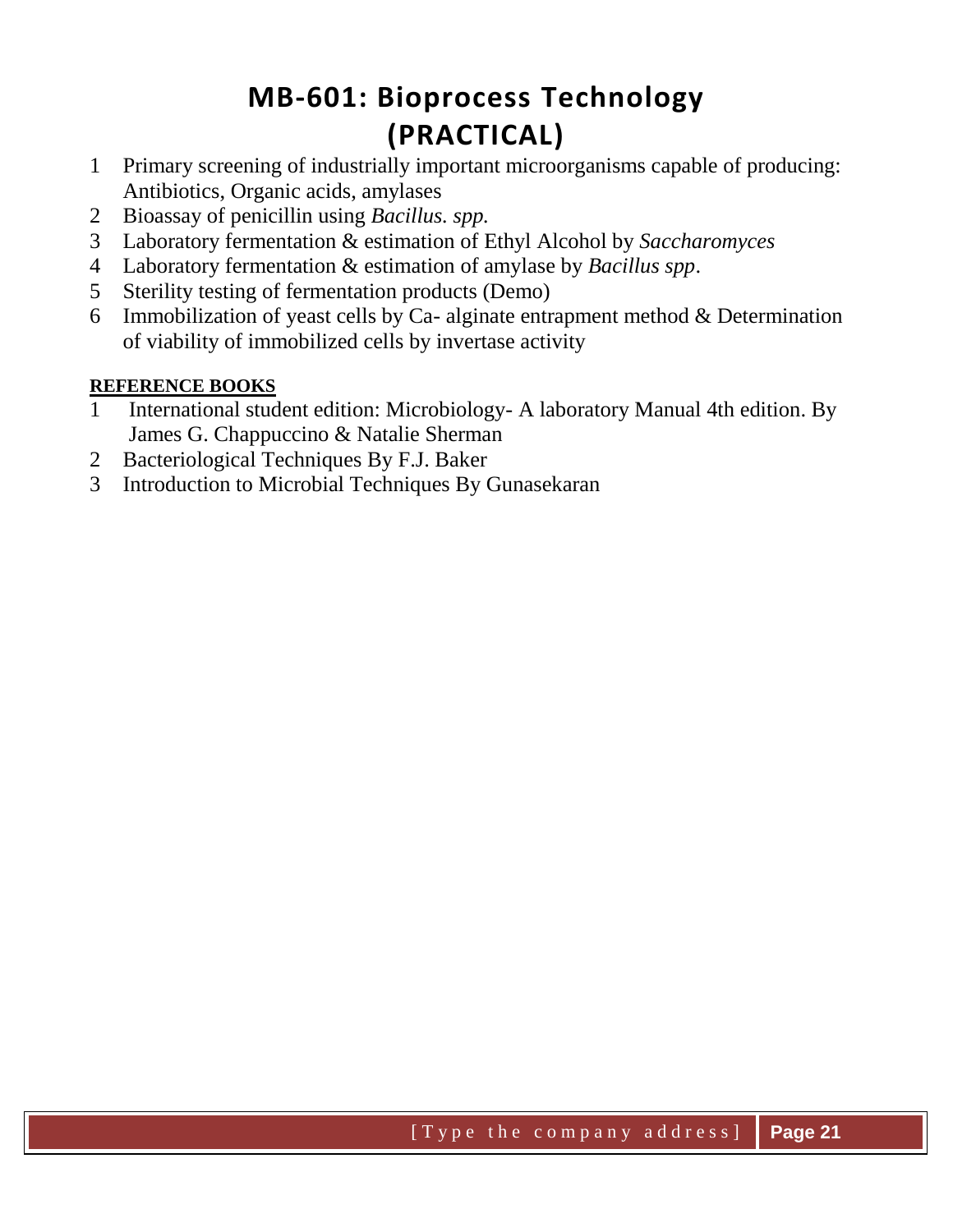# MB-601: Bioprocess Technology (PRACTICAL)

1. Primary screening of industrially important microorganisms capable of producing: Antibiotics, Organic acids, amylases
2. Bioassay of penicillin using *Bacillus. spp.*
3. Laboratory fermentation & estimation of Ethyl Alcohol by *Saccharomyces*
4. Laboratory fermentation & estimation of amylase by *Bacillus spp*.
5. Sterility testing of fermentation products (Demo)
6. Immobilization of yeast cells by Ca- alginate entrapment method & Determination of viability of immobilized cells by invertase activity

**REFERENCE BOOKS**

1. International student edition: Microbiology- A laboratory Manual 4th edition. By James G. Chappuccino & Natalie Sherman
2. Bacteriological Techniques By F.J. Baker
3. Introduction to Microbial Techniques By Gunasekaran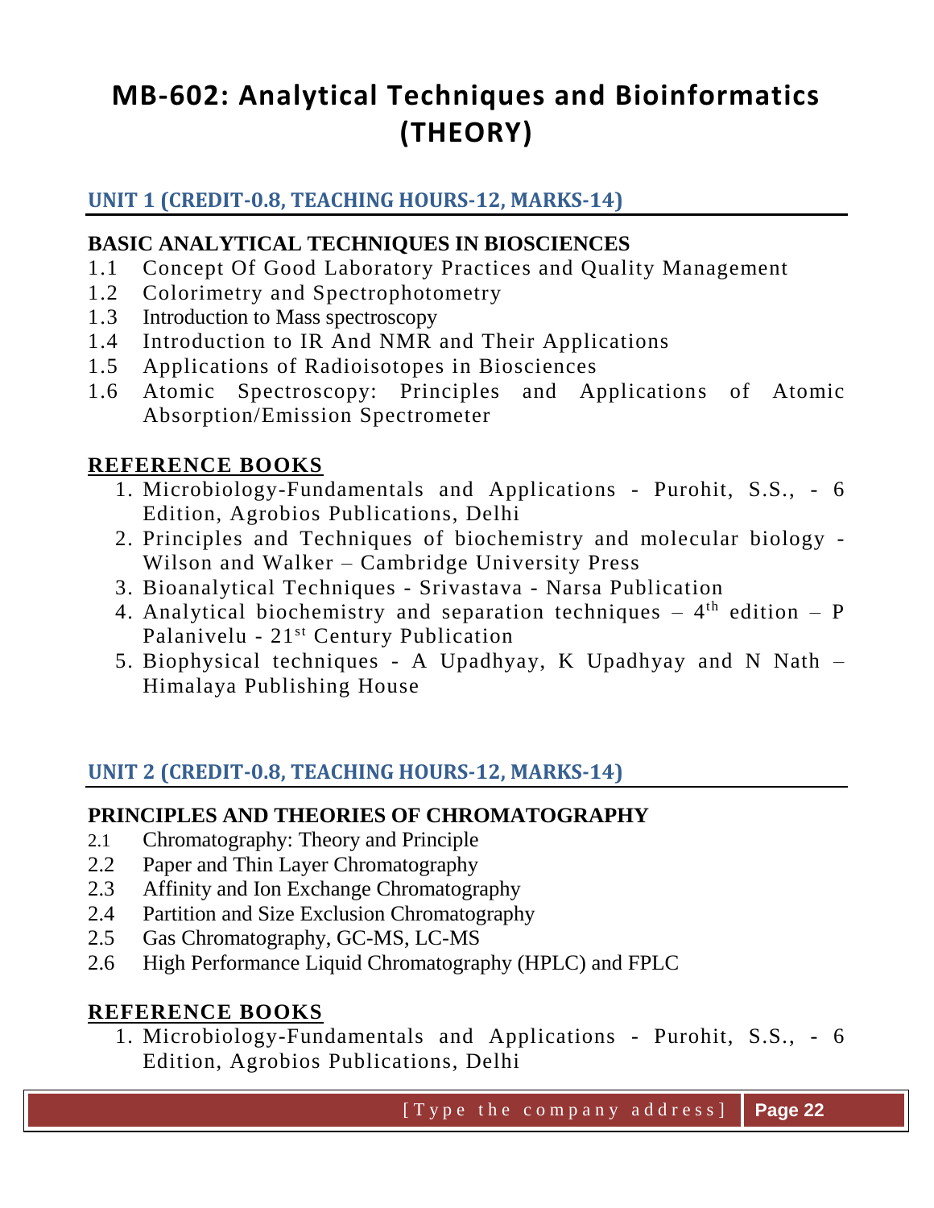# MB-602: Analytical Techniques and Bioinformatics (THEORY)

## UNIT 1 (CREDIT-0.8, TEACHING HOURS-12, MARKS-14)

**BASIC ANALYTICAL TECHNIQUES IN BIOSCIENCES**

1.1 Concept Of Good Laboratory Practices and Quality Management
1.2 Colorimetry and Spectrophotometry
1.3 Introduction to Mass spectroscopy
1.4 Introduction to IR And NMR and Their Applications
1.5 Applications of Radioisotopes in Biosciences
1.6 Atomic Spectroscopy: Principles and Applications of Atomic Absorption/Emission Spectrometer

### REFERENCE BOOKS

1. Microbiology-Fundamentals and Applications - Purohit, S.S., - 6 Edition, Agrobios Publications, Delhi
2. Principles and Techniques of biochemistry and molecular biology - Wilson and Walker – Cambridge University Press
3. Bioanalytical Techniques - Srivastava - Narsa Publication
4. Analytical biochemistry and separation techniques – 4th edition – P Palanivelu - 21st Century Publication
5. Biophysical techniques - A Upadhyay, K Upadhyay and N Nath – Himalaya Publishing House

## UNIT 2 (CREDIT-0.8, TEACHING HOURS-12, MARKS-14)

**PRINCIPLES AND THEORIES OF CHROMATOGRAPHY**

2.1 Chromatography: Theory and Principle
2.2 Paper and Thin Layer Chromatography
2.3 Affinity and Ion Exchange Chromatography
2.4 Partition and Size Exclusion Chromatography
2.5 Gas Chromatography, GC-MS, LC-MS
2.6 High Performance Liquid Chromatography (HPLC) and FPLC

### REFERENCE BOOKS

1. Microbiology-Fundamentals and Applications - Purohit, S.S., - 6 Edition, Agrobios Publications, Delhi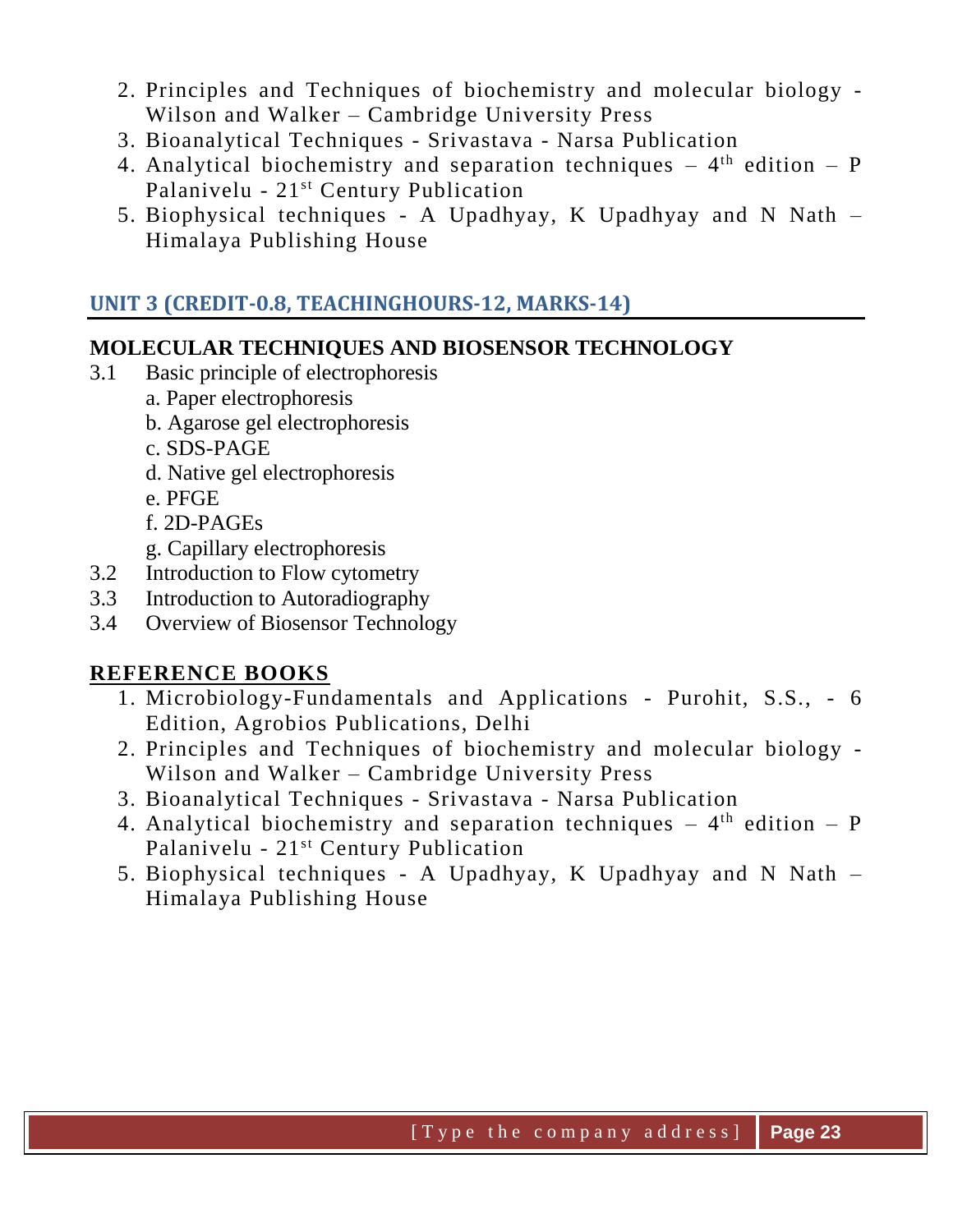2. Principles and Techniques of biochemistry and molecular biology - Wilson and Walker – Cambridge University Press
3. Bioanalytical Techniques - Srivastava - Narsa Publication
4. Analytical biochemistry and separation techniques – 4th edition – P Palanivelu - 21st Century Publication
5. Biophysical techniques - A Upadhyay, K Upadhyay and N Nath – Himalaya Publishing House

## UNIT 3 (CREDIT-0.8, TEACHINGHOURS-12, MARKS-14)

**MOLECULAR TECHNIQUES AND BIOSENSOR TECHNOLOGY**

3.1 Basic principle of electrophoresis
   - a. Paper electrophoresis
   - b. Agarose gel electrophoresis
   - c. SDS-PAGE
   - d. Native gel electrophoresis
   - e. PFGE
   - f. 2D-PAGEs
   - g. Capillary electrophoresis

3.2 Introduction to Flow cytometry

3.3 Introduction to Autoradiography

3.4 Overview of Biosensor Technology

**REFERENCE BOOKS**

1. Microbiology-Fundamentals and Applications - Purohit, S.S., - 6 Edition, Agrobios Publications, Delhi
2. Principles and Techniques of biochemistry and molecular biology - Wilson and Walker – Cambridge University Press
3. Bioanalytical Techniques - Srivastava - Narsa Publication
4. Analytical biochemistry and separation techniques – 4th edition – P Palanivelu - 21st Century Publication
5. Biophysical techniques - A Upadhyay, K Upadhyay and N Nath – Himalaya Publishing House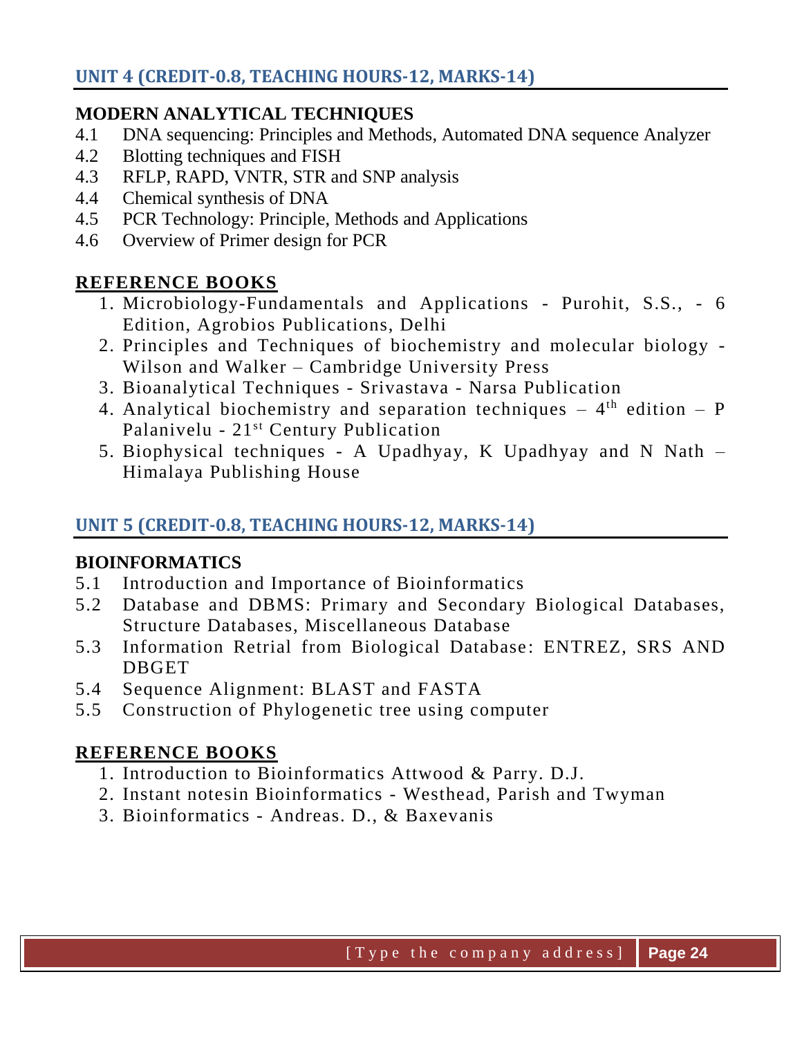## UNIT 4 (CREDIT-0.8, TEACHING HOURS-12, MARKS-14)

### MODERN ANALYTICAL TECHNIQUES

4.1 DNA sequencing: Principles and Methods, Automated DNA sequence Analyzer

4.2 Blotting techniques and FISH

4.3 RFLP, RAPD, VNTR, STR and SNP analysis

4.4 Chemical synthesis of DNA

4.5 PCR Technology: Principle, Methods and Applications

4.6 Overview of Primer design for PCR

### REFERENCE BOOKS

1. Microbiology-Fundamentals and Applications - Purohit, S.S., - 6 Edition, Agrobios Publications, Delhi
2. Principles and Techniques of biochemistry and molecular biology - Wilson and Walker – Cambridge University Press
3. Bioanalytical Techniques - Srivastava - Narsa Publication
4. Analytical biochemistry and separation techniques – 4th edition – P Palanivelu - 21st Century Publication
5. Biophysical techniques - A Upadhyay, K Upadhyay and N Nath – Himalaya Publishing House

## UNIT 5 (CREDIT-0.8, TEACHING HOURS-12, MARKS-14)

### BIOINFORMATICS

5.1 Introduction and Importance of Bioinformatics

5.2 Database and DBMS: Primary and Secondary Biological Databases, Structure Databases, Miscellaneous Database

5.3 Information Retrial from Biological Database: ENTREZ, SRS AND DBGET

5.4 Sequence Alignment: BLAST and FASTA

5.5 Construction of Phylogenetic tree using computer

### REFERENCE BOOKS

1. Introduction to Bioinformatics Attwood & Parry. D.J.
2. Instant notesin Bioinformatics - Westhead, Parish and Twyman
3. Bioinformatics - Andreas. D., & Baxevanis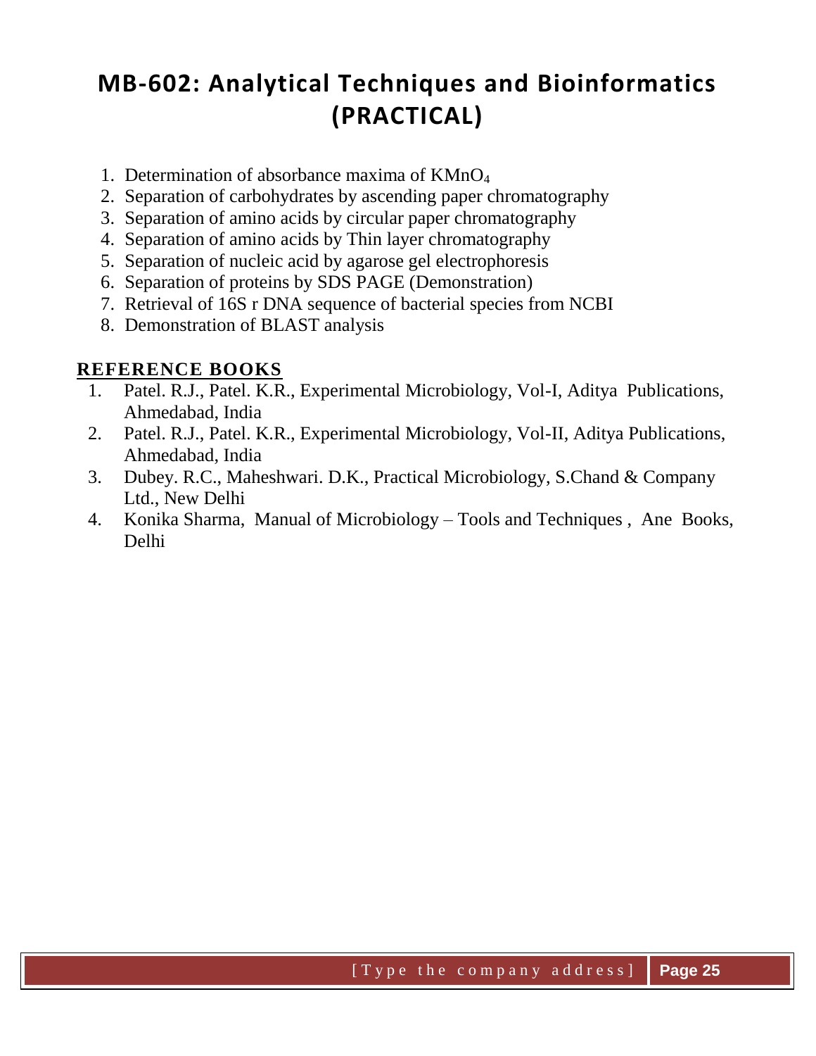# MB-602: Analytical Techniques and Bioinformatics (PRACTICAL)

1. Determination of absorbance maxima of $KMnO_4$
2. Separation of carbohydrates by ascending paper chromatography
3. Separation of amino acids by circular paper chromatography
4. Separation of amino acids by Thin layer chromatography
5. Separation of nucleic acid by agarose gel electrophoresis
6. Separation of proteins by SDS PAGE (Demonstration)
7. Retrieval of 16S r DNA sequence of bacterial species from NCBI
8. Demonstration of BLAST analysis

## REFERENCE BOOKS

1. Patel. R.J., Patel. K.R., Experimental Microbiology, Vol-I, Aditya Publications, Ahmedabad, India
2. Patel. R.J., Patel. K.R., Experimental Microbiology, Vol-II, Aditya Publications, Ahmedabad, India
3. Dubey. R.C., Maheshwari. D.K., Practical Microbiology, S.Chand & Company Ltd., New Delhi
4. Konika Sharma, Manual of Microbiology – Tools and Techniques , Ane Books, Delhi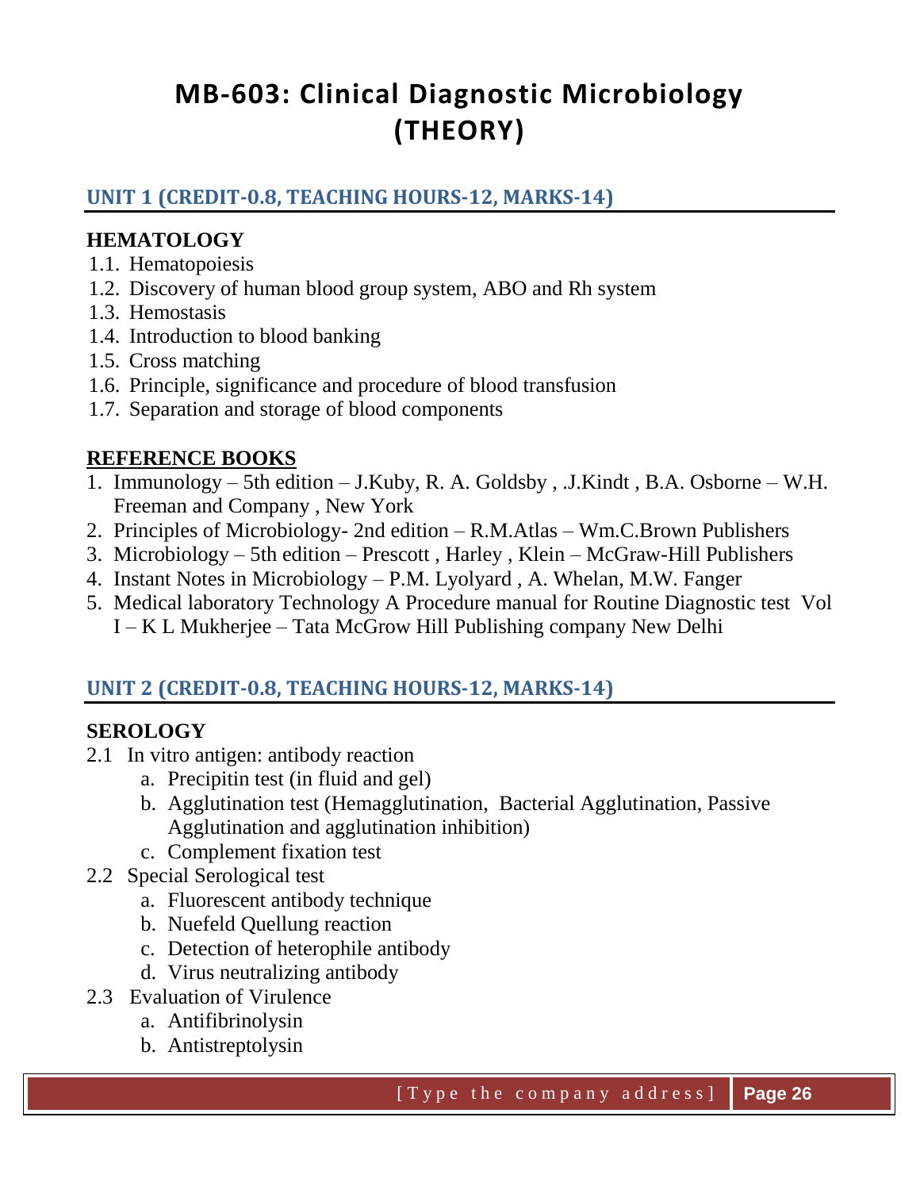# MB-603: Clinical Diagnostic Microbiology (THEORY)

## UNIT 1 (CREDIT-0.8, TEACHING HOURS-12, MARKS-14)

### HEMATOLOGY

1.1. Hematopoiesis
1.2. Discovery of human blood group system, ABO and Rh system
1.3. Hemostasis
1.4. Introduction to blood banking
1.5. Cross matching
1.6. Principle, significance and procedure of blood transfusion
1.7. Separation and storage of blood components

### REFERENCE BOOKS

1. Immunology – 5th edition – J.Kuby, R. A. Goldsby , .J.Kindt , B.A. Osborne – W.H. Freeman and Company , New York
2. Principles of Microbiology- 2nd edition – R.M.Atlas – Wm.C.Brown Publishers
3. Microbiology – 5th edition – Prescott , Harley , Klein – McGraw-Hill Publishers
4. Instant Notes in Microbiology – P.M. Lyolyard , A. Whelan, M.W. Fanger
5. Medical laboratory Technology A Procedure manual for Routine Diagnostic test Vol I – K L Mukherjee – Tata McGrow Hill Publishing company New Delhi

## UNIT 2 (CREDIT-0.8, TEACHING HOURS-12, MARKS-14)

### SEROLOGY

2.1 In vitro antigen: antibody reaction
   a. Precipitin test (in fluid and gel)
   b. Agglutination test (Hemagglutination, Bacterial Agglutination, Passive Agglutination and agglutination inhibition)
   c. Complement fixation test

2.2 Special Serological test
   a. Fluorescent antibody technique
   b. Nuefeld Quellung reaction
   c. Detection of heterophile antibody
   d. Virus neutralizing antibody

2.3 Evaluation of Virulence
   a. Antifibrinolysin
   b. Antistreptolysin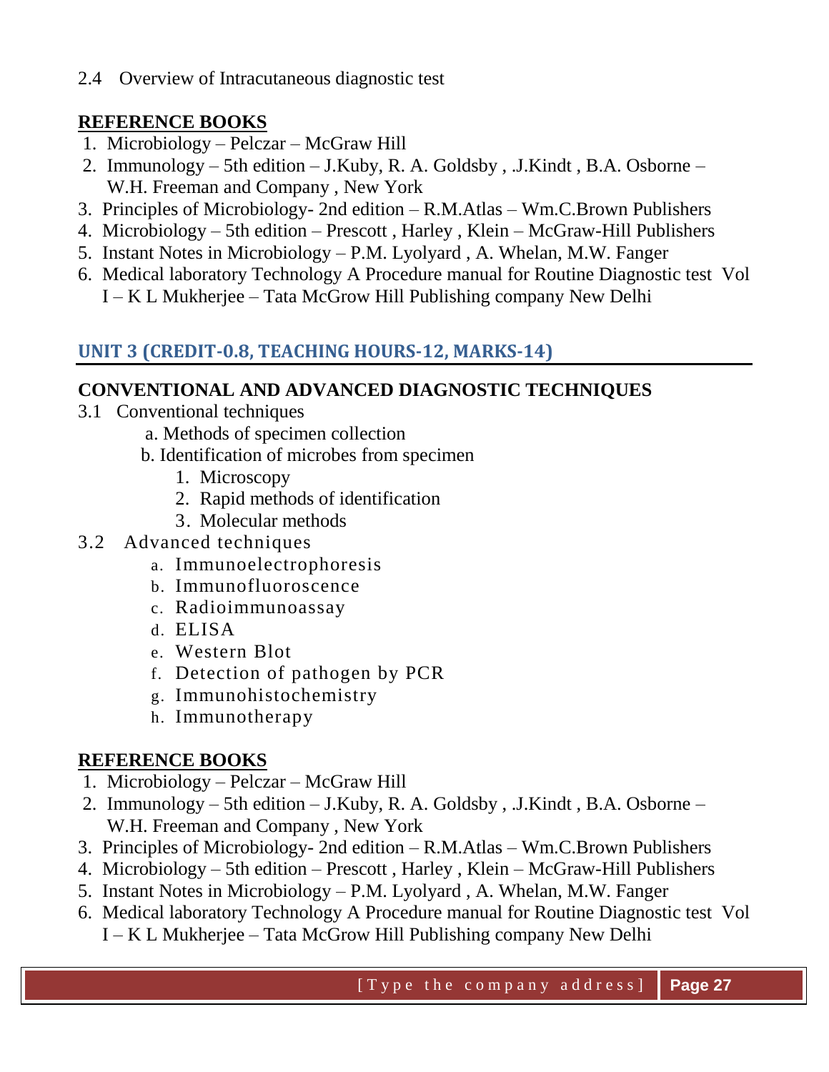2.4 Overview of Intracutaneous diagnostic test

**REFERENCE BOOKS**

1. Microbiology – Pelczar – McGraw Hill
2. Immunology – 5th edition – J.Kuby, R. A. Goldsby , .J.Kindt , B.A. Osborne – W.H. Freeman and Company , New York
3. Principles of Microbiology- 2nd edition – R.M.Atlas – Wm.C.Brown Publishers
4. Microbiology – 5th edition – Prescott , Harley , Klein – McGraw-Hill Publishers
5. Instant Notes in Microbiology – P.M. Lyolyard , A. Whelan, M.W. Fanger
6. Medical laboratory Technology A Procedure manual for Routine Diagnostic test Vol I – K L Mukherjee – Tata McGrow Hill Publishing company New Delhi

## UNIT 3 (CREDIT-0.8, TEACHING HOURS-12, MARKS-14)

### CONVENTIONAL AND ADVANCED DIAGNOSTIC TECHNIQUES

3.1 Conventional techniques

- a. Methods of specimen collection
- b. Identification of microbes from specimen
  1. Microscopy
  2. Rapid methods of identification
  3. Molecular methods

3.2 Advanced techniques

- a. Immunoelectrophoresis
- b. Immunofluoroscence
- c. Radioimmunoassay
- d. ELISA
- e. Western Blot
- f. Detection of pathogen by PCR
- g. Immunohistochemistry
- h. Immunotherapy

**REFERENCE BOOKS**

1. Microbiology – Pelczar – McGraw Hill
2. Immunology – 5th edition – J.Kuby, R. A. Goldsby , .J.Kindt , B.A. Osborne – W.H. Freeman and Company , New York
3. Principles of Microbiology- 2nd edition – R.M.Atlas – Wm.C.Brown Publishers
4. Microbiology – 5th edition – Prescott , Harley , Klein – McGraw-Hill Publishers
5. Instant Notes in Microbiology – P.M. Lyolyard , A. Whelan, M.W. Fanger
6. Medical laboratory Technology A Procedure manual for Routine Diagnostic test Vol I – K L Mukherjee – Tata McGrow Hill Publishing company New Delhi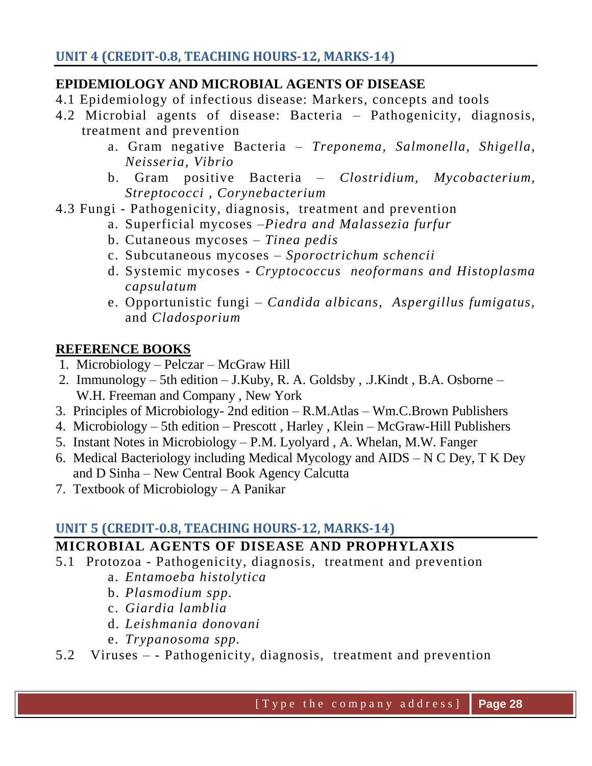## UNIT 4 (CREDIT-0.8, TEACHING HOURS-12, MARKS-14)

### EPIDEMIOLOGY AND MICROBIAL AGENTS OF DISEASE

4.1 Epidemiology of infectious disease: Markers, concepts and tools

4.2 Microbial agents of disease: Bacteria – Pathogenicity, diagnosis, treatment and prevention

a. Gram negative Bacteria – *Treponema, Salmonella, Shigella, Neisseria, Vibrio*

b. Gram positive Bacteria – *Clostridium, Mycobacterium, Streptococci , Corynebacterium*

4.3 Fungi - Pathogenicity, diagnosis, treatment and prevention

a. Superficial mycoses –*Piedra and Malassezia furfur*

b. Cutaneous mycoses – *Tinea pedis*

c. Subcutaneous mycoses – *Sporoctrichum schencii*

d. Systemic mycoses - *Cryptococcus neoformans and Histoplasma capsulatum*

e. Opportunistic fungi – *Candida albicans, Aspergillus fumigatus,* and *Cladosporium*

**REFERENCE BOOKS**

1. Microbiology – Pelczar – McGraw Hill
2. Immunology – 5th edition – J.Kuby, R. A. Goldsby , .J.Kindt , B.A. Osborne – W.H. Freeman and Company , New York
3. Principles of Microbiology- 2nd edition – R.M.Atlas – Wm.C.Brown Publishers
4. Microbiology – 5th edition – Prescott , Harley , Klein – McGraw-Hill Publishers
5. Instant Notes in Microbiology – P.M. Lyolyard , A. Whelan, M.W. Fanger
6. Medical Bacteriology including Medical Mycology and AIDS – N C Dey, T K Dey and D Sinha – New Central Book Agency Calcutta
7. Textbook of Microbiology – A Panikar

## UNIT 5 (CREDIT-0.8, TEACHING HOURS-12, MARKS-14)

### MICROBIAL AGENTS OF DISEASE AND PROPHYLAXIS

5.1 Protozoa - Pathogenicity, diagnosis, treatment and prevention

a. *Entamoeba histolytica*

b. *Plasmodium spp.*

c. *Giardia lamblia*

d. *Leishmania donovani*

e. *Trypanosoma spp.*

5.2 Viruses – - Pathogenicity, diagnosis, treatment and prevention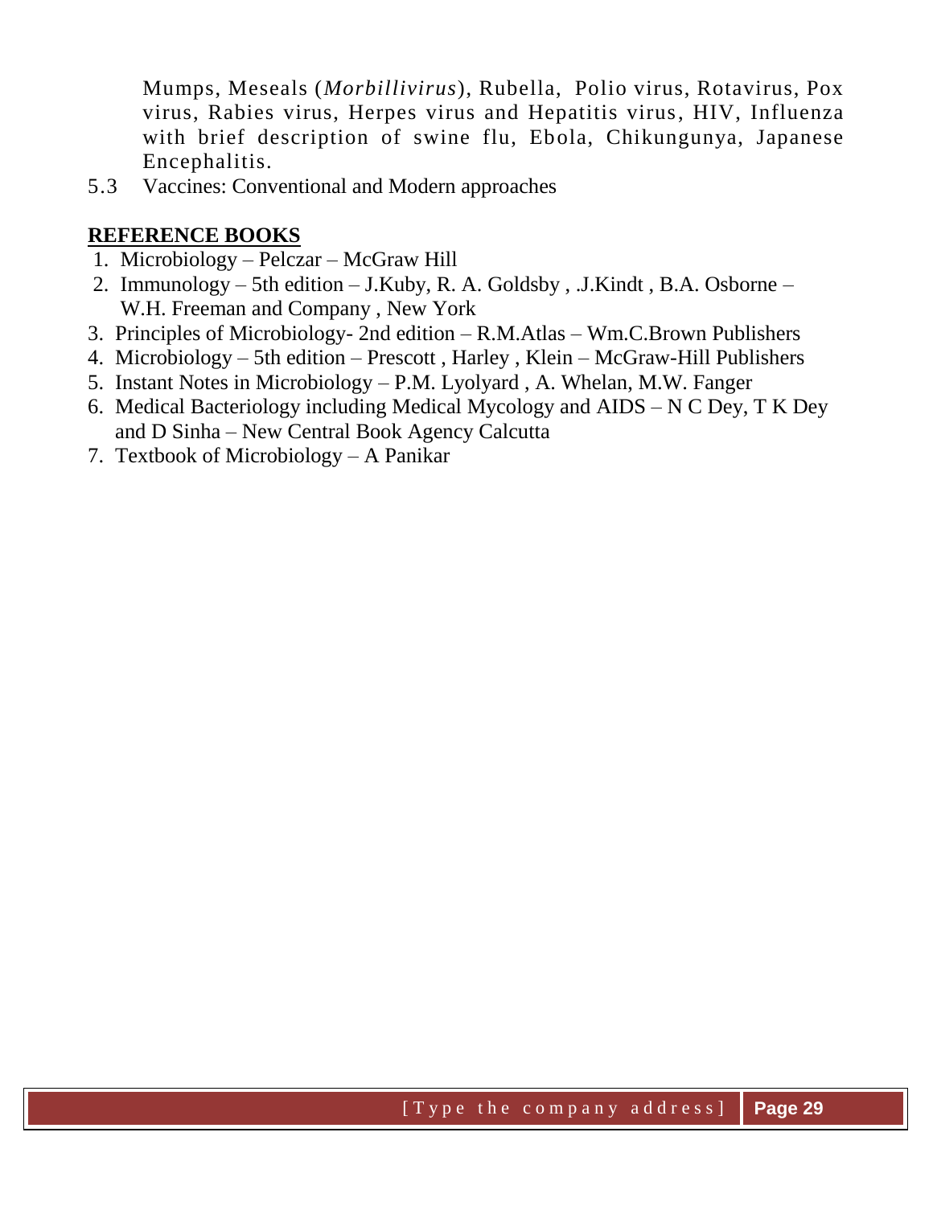Mumps, Meseals (*Morbillivirus*), Rubella, Polio virus, Rotavirus, Pox virus, Rabies virus, Herpes virus and Hepatitis virus, HIV, Influenza with brief description of swine flu, Ebola, Chikungunya, Japanese Encephalitis.

5.3 Vaccines: Conventional and Modern approaches

## REFERENCE BOOKS

1. Microbiology – Pelczar – McGraw Hill
2. Immunology – 5th edition – J.Kuby, R. A. Goldsby , .J.Kindt , B.A. Osborne – W.H. Freeman and Company , New York
3. Principles of Microbiology- 2nd edition – R.M.Atlas – Wm.C.Brown Publishers
4. Microbiology – 5th edition – Prescott , Harley , Klein – McGraw-Hill Publishers
5. Instant Notes in Microbiology – P.M. Lyolyard , A. Whelan, M.W. Fanger
6. Medical Bacteriology including Medical Mycology and AIDS – N C Dey, T K Dey and D Sinha – New Central Book Agency Calcutta
7. Textbook of Microbiology – A Panikar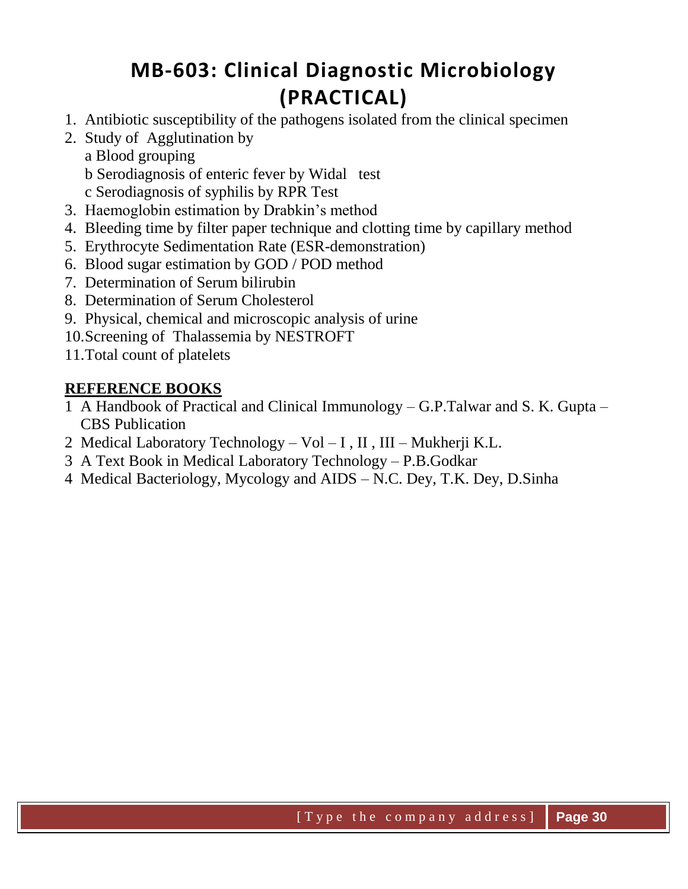# MB-603: Clinical Diagnostic Microbiology (PRACTICAL)

1. Antibiotic susceptibility of the pathogens isolated from the clinical specimen
2. Study of Agglutination by
   a Blood grouping
   b Serodiagnosis of enteric fever by Widal test
   c Serodiagnosis of syphilis by RPR Test
3. Haemoglobin estimation by Drabkin's method
4. Bleeding time by filter paper technique and clotting time by capillary method
5. Erythrocyte Sedimentation Rate (ESR-demonstration)
6. Blood sugar estimation by GOD / POD method
7. Determination of Serum bilirubin
8. Determination of Serum Cholesterol
9. Physical, chemical and microscopic analysis of urine
10. Screening of Thalassemia by NESTROFT
11. Total count of platelets

**REFERENCE BOOKS**

1. A Handbook of Practical and Clinical Immunology – G.P.Talwar and S. K. Gupta – CBS Publication
2. Medical Laboratory Technology – Vol – I , II , III – Mukherji K.L.
3. A Text Book in Medical Laboratory Technology – P.B.Godkar
4. Medical Bacteriology, Mycology and AIDS – N.C. Dey, T.K. Dey, D.Sinha